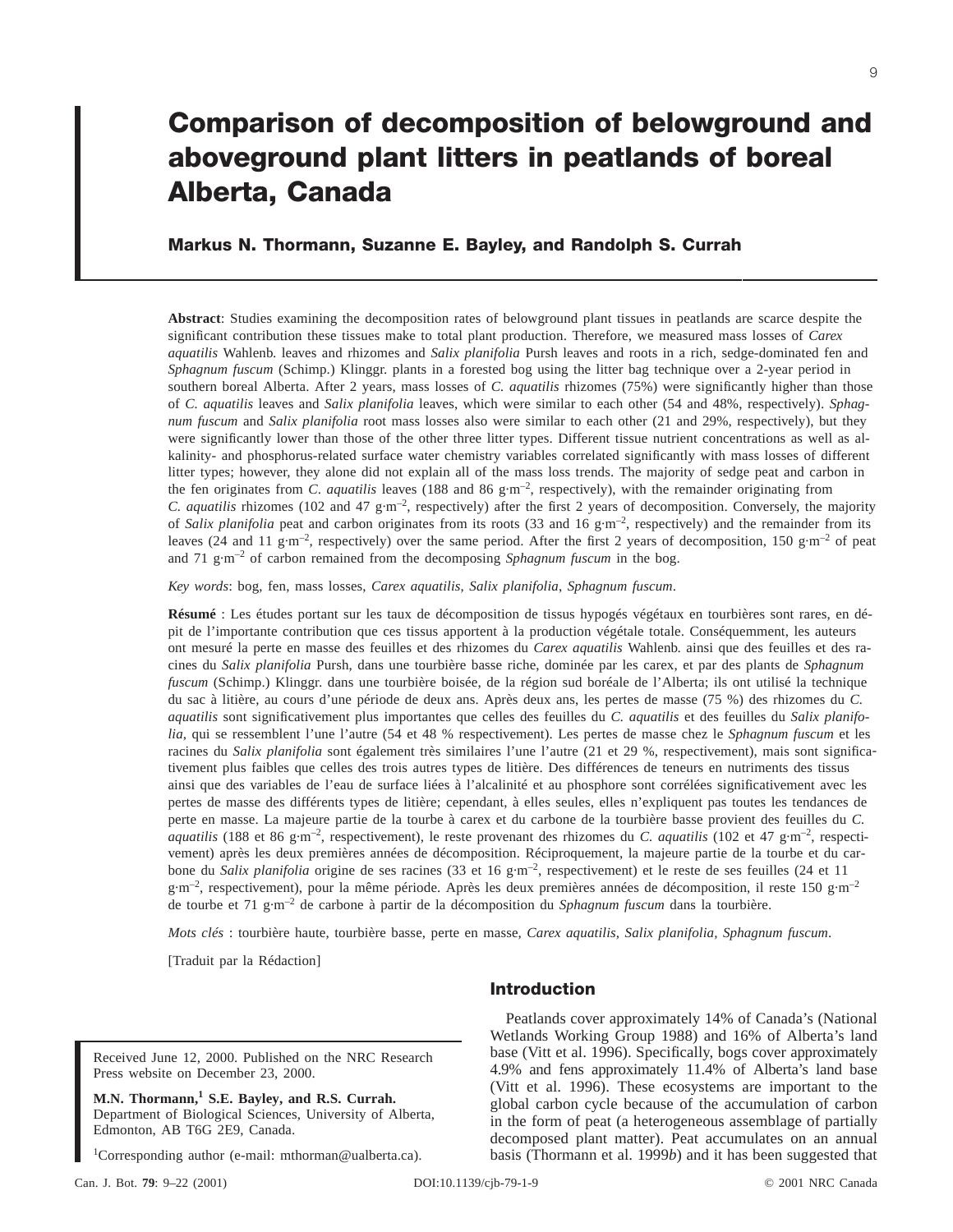# Comparison of decomposition of belowground and aboveground plant litters in peatlands of boreal Alberta, Canada

**Markus N. Thormann, Suzanne E. Bayley, and Randolph S. Currah**

**Abstract**: Studies examining the decomposition rates of belowground plant tissues in peatlands are scarce despite the significant contribution these tissues make to total plant production. Therefore, we measured mass losses of *Carex aquatilis* Wahlenb. leaves and rhizomes and *Salix planifolia* Pursh leaves and roots in a rich, sedge-dominated fen and *Sphagnum fuscum* (Schimp.) Klinggr. plants in a forested bog using the litter bag technique over a 2-year period in southern boreal Alberta. After 2 years, mass losses of *C. aquatilis* rhizomes (75%) were significantly higher than those of *C. aquatilis* leaves and *Salix planifolia* leaves, which were similar to each other (54 and 48%, respectively). *Sphagnum fuscum* and *Salix planifolia* root mass losses also were similar to each other (21 and 29%, respectively), but they were significantly lower than those of the other three litter types. Different tissue nutrient concentrations as well as alkalinity- and phosphorus-related surface water chemistry variables correlated significantly with mass losses of different litter types; however, they alone did not explain all of the mass loss trends. The majority of sedge peat and carbon in the fen originates from *C. aquatilis* leaves (188 and 86 g·m$^{-2}$, respectively), with the remainder originating from *C. aquatilis* rhizomes (102 and 47 g·m$^{-2}$, respectively) after the first 2 years of decomposition. Conversely, the majority of *Salix planifolia* peat and carbon originates from its roots (33 and 16 g·m$^{-2}$, respectively) and the remainder from its leaves (24 and 11 g·m$^{-2}$, respectively) over the same period. After the first 2 years of decomposition, 150 g·m$^{-2}$ of peat and 71 g·m$^{-2}$ of carbon remained from the decomposing *Sphagnum fuscum* in the bog.

*Key words*: bog, fen, mass losses, *Carex aquatilis*, *Salix planifolia*, *Sphagnum fuscum*.

**Résumé** : Les études portant sur les taux de décomposition de tissus hypogés végétaux en tourbières sont rares, en dépit de l'importante contribution que ces tissus apportent à la production végétale totale. Conséquemment, les auteurs ont mesuré la perte en masse des feuilles et des rhizomes du *Carex aquatilis* Wahlenb. ainsi que des feuilles et des racines du *Salix planifolia* Pursh, dans une tourbière basse riche, dominée par les carex, et par des plants de *Sphagnum fuscum* (Schimp.) Klinggr. dans une tourbière boisée, de la région sud boréale de l'Alberta; ils ont utilisé la technique du sac à litière, au cours d'une période de deux ans. Après deux ans, les pertes de masse (75 %) des rhizomes du *C. aquatilis* sont significativement plus importantes que celles des feuilles du *C. aquatilis* et des feuilles du *Salix planifolia*, qui se ressemblent l'une l'autre (54 et 48 % respectivement). Les pertes de masse chez le *Sphagnum fuscum* et les racines du *Salix planifolia* sont également très similaires l'une l'autre (21 et 29 %, respectivement), mais sont significativement plus faibles que celles des trois autres types de litière. Des différences de teneurs en nutriments des tissus ainsi que des variables de l'eau de surface liées à l'alcalinité et au phosphore sont corrélées significativement avec les pertes de masse des différents types de litière; cependant, à elles seules, elles n'expliquent pas toutes les tendances de perte en masse. La majeure partie de la tourbe à carex et du carbone de la tourbière basse provient des feuilles du *C. aquatilis* (188 et 86 g·m$^{-2}$, respectivement), le reste provenant des rhizomes du *C. aquatilis* (102 et 47 g·m$^{-2}$, respectivement) après les deux premières années de décomposition. Réciproquement, la majeure partie de la tourbe et du carbone du *Salix planifolia* origine de ses racines (33 et 16 g·m$^{-2}$, respectivement) et le reste de ses feuilles (24 et 11 g·m$^{-2}$, respectivement), pour la même période. Après les deux premières années de décomposition, il reste 150 g·m$^{-2}$ de tourbe et 71 g·m$^{-2}$ de carbone à partir de la décomposition du *Sphagnum fuscum* dans la tourbière.

*Mots clés* : tourbière haute, tourbière basse, perte en masse, *Carex aquatilis*, *Salix planifolia*, *Sphagnum fuscum*.

[Traduit par la Rédaction]

## Introduction

Peatlands cover approximately 14% of Canada's (National Wetlands Working Group 1988) and 16% of Alberta's land base (Vitt et al. 1996). Specifically, bogs cover approximately 4.9% and fens approximately 11.4% of Alberta's land base (Vitt et al. 1996). These ecosystems are important to the global carbon cycle because of the accumulation of carbon in the form of peat (a heterogeneous assemblage of partially decomposed plant matter). Peat accumulates on an annual basis (Thormann et al. 1999*b*) and it has been suggested that

Received June 12, 2000. Published on the NRC Research Press website on December 23, 2000.

**M.N. Thormann,[1] S.E. Bayley, and R.S. Currah.** Department of Biological Sciences, University of Alberta, Edmonton, AB T6G 2E9, Canada.

[1]Corresponding author (e-mail: mthorman@ualberta.ca).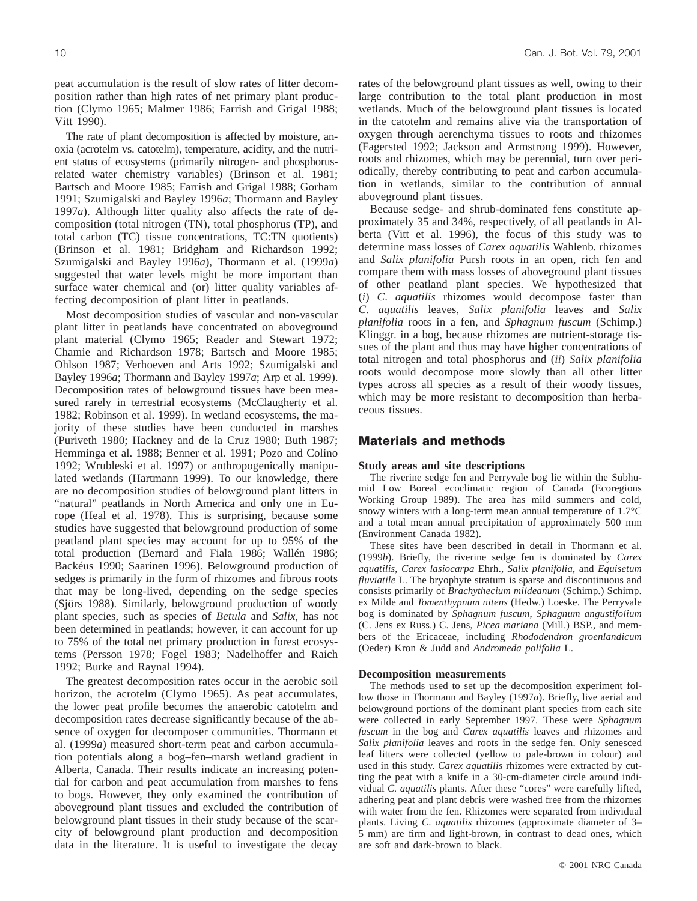peat accumulation is the result of slow rates of litter decomposition rather than high rates of net primary plant production (Clymo 1965; Malmer 1986; Farrish and Grigal 1988; Vitt 1990).

The rate of plant decomposition is affected by moisture, anoxia (acrotelm vs. catotelm), temperature, acidity, and the nutrient status of ecosystems (primarily nitrogen- and phosphorus-related water chemistry variables) (Brinson et al. 1981; Bartsch and Moore 1985; Farrish and Grigal 1988; Gorham 1991; Szumigalski and Bayley 1996*a*; Thormann and Bayley 1997*a*). Although litter quality also affects the rate of decomposition (total nitrogen (TN), total phosphorus (TP), and total carbon (TC) tissue concentrations, TC:TN quotients) (Brinson et al. 1981; Bridgham and Richardson 1992; Szumigalski and Bayley 1996*a*), Thormann et al. (1999*a*) suggested that water levels might be more important than surface water chemical and (or) litter quality variables affecting decomposition of plant litter in peatlands.

Most decomposition studies of vascular and non-vascular plant litter in peatlands have concentrated on aboveground plant material (Clymo 1965; Reader and Stewart 1972; Chamie and Richardson 1978; Bartsch and Moore 1985; Ohlson 1987; Verhoeven and Arts 1992; Szumigalski and Bayley 1996*a*; Thormann and Bayley 1997*a*; Arp et al. 1999). Decomposition rates of belowground tissues have been measured rarely in terrestrial ecosystems (McClaugherty et al. 1982; Robinson et al. 1999). In wetland ecosystems, the majority of these studies have been conducted in marshes (Puriveth 1980; Hackney and de la Cruz 1980; Buth 1987; Hemminga et al. 1988; Benner et al. 1991; Pozo and Colino 1992; Wrubleski et al. 1997) or anthropogenically manipulated wetlands (Hartmann 1999). To our knowledge, there are no decomposition studies of belowground plant litters in "natural" peatlands in North America and only one in Europe (Heal et al. 1978). This is surprising, because some studies have suggested that belowground production of some peatland plant species may account for up to 95% of the total production (Bernard and Fiala 1986; Wallén 1986; Backéus 1990; Saarinen 1996). Belowground production of sedges is primarily in the form of rhizomes and fibrous roots that may be long-lived, depending on the sedge species (Sjörs 1988). Similarly, belowground production of woody plant species, such as species of *Betula* and *Salix*, has not been determined in peatlands; however, it can account for up to 75% of the total net primary production in forest ecosystems (Persson 1978; Fogel 1983; Nadelhoffer and Raich 1992; Burke and Raynal 1994).

The greatest decomposition rates occur in the aerobic soil horizon, the acrotelm (Clymo 1965). As peat accumulates, the lower peat profile becomes the anaerobic catotelm and decomposition rates decrease significantly because of the absence of oxygen for decomposer communities. Thormann et al. (1999*a*) measured short-term peat and carbon accumulation potentials along a bog–fen–marsh wetland gradient in Alberta, Canada. Their results indicate an increasing potential for carbon and peat accumulation from marshes to fens to bogs. However, they only examined the contribution of aboveground plant tissues and excluded the contribution of belowground plant tissues in their study because of the scarcity of belowground plant production and decomposition data in the literature. It is useful to investigate the decay rates of the belowground plant tissues as well, owing to their large contribution to the total plant production in most wetlands. Much of the belowground plant tissues is located in the catotelm and remains alive via the transportation of oxygen through aerenchyma tissues to roots and rhizomes (Fagersted 1992; Jackson and Armstrong 1999). However, roots and rhizomes, which may be perennial, turn over periodically, thereby contributing to peat and carbon accumulation in wetlands, similar to the contribution of annual aboveground plant tissues.

Because sedge- and shrub-dominated fens constitute approximately 35 and 34%, respectively, of all peatlands in Alberta (Vitt et al. 1996), the focus of this study was to determine mass losses of *Carex aquatilis* Wahlenb. rhizomes and *Salix planifolia* Pursh roots in an open, rich fen and compare them with mass losses of aboveground plant tissues of other peatland plant species. We hypothesized that (*i*) *C. aquatilis* rhizomes would decompose faster than *C. aquatilis* leaves, *Salix planifolia* leaves and *Salix planifolia* roots in a fen, and *Sphagnum fuscum* (Schimp.) Klinggr. in a bog, because rhizomes are nutrient-storage tissues of the plant and thus may have higher concentrations of total nitrogen and total phosphorus and (*ii*) *Salix planifolia* roots would decompose more slowly than all other litter types across all species as a result of their woody tissues, which may be more resistant to decomposition than herbaceous tissues.

## Materials and methods

### Study areas and site descriptions

The riverine sedge fen and Perryvale bog lie within the Subhumid Low Boreal ecoclimatic region of Canada (Ecoregions Working Group 1989). The area has mild summers and cold, snowy winters with a long-term mean annual temperature of 1.7°C and a total mean annual precipitation of approximately 500 mm (Environment Canada 1982).

These sites have been described in detail in Thormann et al. (1999*b*). Briefly, the riverine sedge fen is dominated by *Carex aquatilis*, *Carex lasiocarpa* Ehrh., *Salix planifolia*, and *Equisetum fluviatile* L. The bryophyte stratum is sparse and discontinuous and consists primarily of *Brachythecium mildeanum* (Schimp.) Schimp. ex Milde and *Tomenthypnum nitens* (Hedw.) Loeske. The Perryvale bog is dominated by *Sphagnum fuscum*, *Sphagnum angustifolium* (C. Jens ex Russ.) C. Jens, *Picea mariana* (Mill.) BSP., and members of the Ericaceae, including *Rhododendron groenlandicum* (Oeder) Kron & Judd and *Andromeda polifolia* L.

### Decomposition measurements

The methods used to set up the decomposition experiment follow those in Thormann and Bayley (1997*a*). Briefly, live aerial and belowground portions of the dominant plant species from each site were collected in early September 1997. These were *Sphagnum fuscum* in the bog and *Carex aquatilis* leaves and rhizomes and *Salix planifolia* leaves and roots in the sedge fen. Only senesced leaf litters were collected (yellow to pale-brown in colour) and used in this study. *Carex aquatilis* rhizomes were extracted by cutting the peat with a knife in a 30-cm-diameter circle around individual *C. aquatilis* plants. After these "cores" were carefully lifted, adhering peat and plant debris were washed free from the rhizomes with water from the fen. Rhizomes were separated from individual plants. Living *C. aquatilis* rhizomes (approximate diameter of 3–5 mm) are firm and light-brown, in contrast to dead ones, which are soft and dark-brown to black.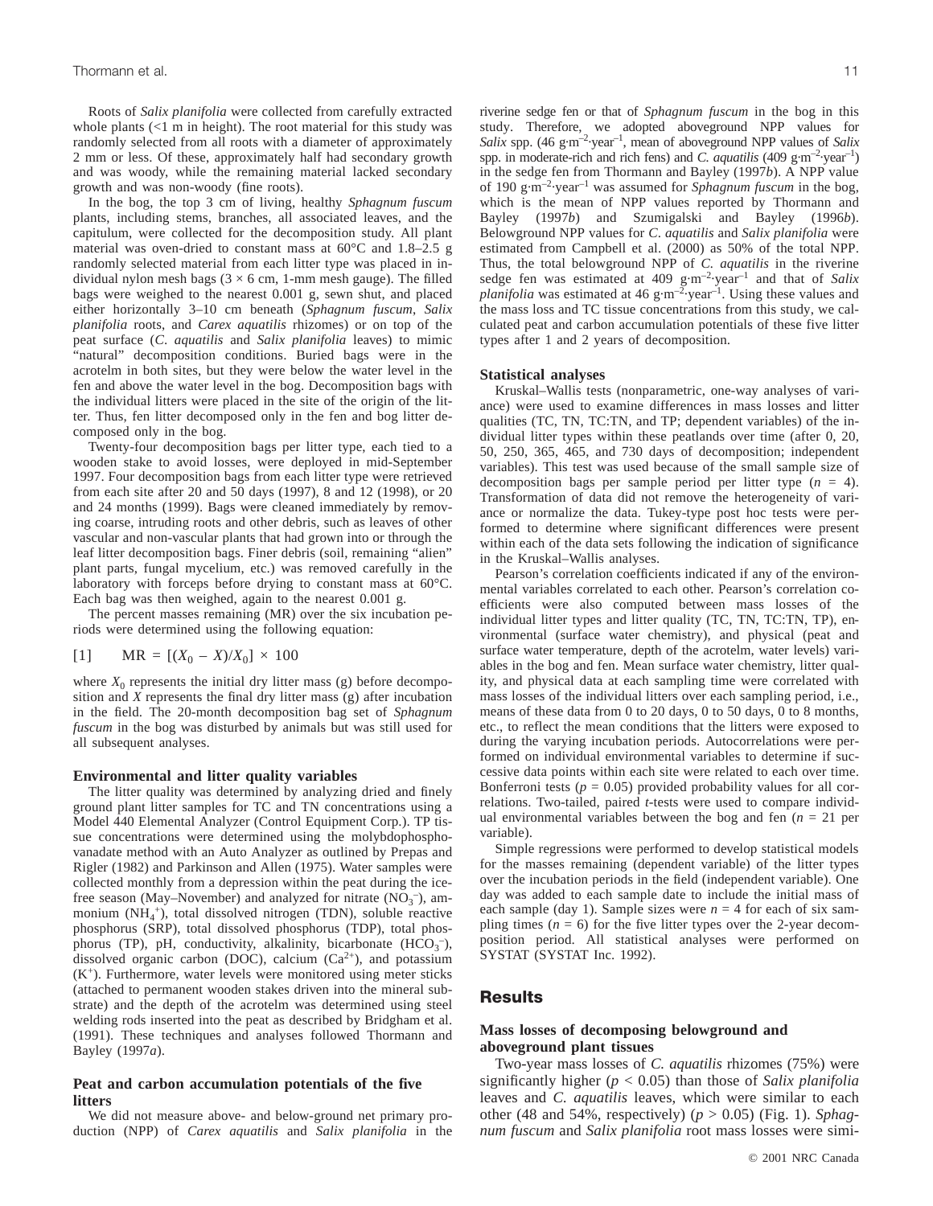Roots of *Salix planifolia* were collected from carefully extracted whole plants (<1 m in height). The root material for this study was randomly selected from all roots with a diameter of approximately 2 mm or less. Of these, approximately half had secondary growth and was woody, while the remaining material lacked secondary growth and was non-woody (fine roots).

In the bog, the top 3 cm of living, healthy *Sphagnum fuscum* plants, including stems, branches, all associated leaves, and the capitulum, were collected for the decomposition study. All plant material was oven-dried to constant mass at 60°C and 1.8–2.5 g randomly selected material from each litter type was placed in individual nylon mesh bags (3 × 6 cm, 1-mm mesh gauge). The filled bags were weighed to the nearest 0.001 g, sewn shut, and placed either horizontally 3–10 cm beneath (*Sphagnum fuscum*, *Salix planifolia* roots, and *Carex aquatilis* rhizomes) or on top of the peat surface (*C. aquatilis* and *Salix planifolia* leaves) to mimic "natural" decomposition conditions. Buried bags were in the acrotelm in both sites, but they were below the water level in the fen and above the water level in the bog. Decomposition bags with the individual litters were placed in the site of the origin of the litter. Thus, fen litter decomposed only in the fen and bog litter decomposed only in the bog.

Twenty-four decomposition bags per litter type, each tied to a wooden stake to avoid losses, were deployed in mid-September 1997. Four decomposition bags from each litter type were retrieved from each site after 20 and 50 days (1997), 8 and 12 (1998), or 20 and 24 months (1999). Bags were cleaned immediately by removing coarse, intruding roots and other debris, such as leaves of other vascular and non-vascular plants that had grown into or through the leaf litter decomposition bags. Finer debris (soil, remaining "alien" plant parts, fungal mycelium, etc.) was removed carefully in the laboratory with forceps before drying to constant mass at 60°C. Each bag was then weighed, again to the nearest 0.001 g.

The percent masses remaining (MR) over the six incubation periods were determined using the following equation:

$$[1] \qquad \text{MR} = [(X_0 - X)/X_0] \times 100$$

where $X_0$ represents the initial dry litter mass (g) before decomposition and $X$ represents the final dry litter mass (g) after incubation in the field. The 20-month decomposition bag set of *Sphagnum fuscum* in the bog was disturbed by animals but was still used for all subsequent analyses.

### Environmental and litter quality variables

The litter quality was determined by analyzing dried and finely ground plant litter samples for TC and TN concentrations using a Model 440 Elemental Analyzer (Control Equipment Corp.). TP tissue concentrations were determined using the molybdophosphovanadate method with an Auto Analyzer as outlined by Prepas and Rigler (1982) and Parkinson and Allen (1975). Water samples were collected monthly from a depression within the peat during the ice-free season (May–November) and analyzed for nitrate ($NO_3^-$), ammonium ($NH_4^+$), total dissolved nitrogen (TDN), soluble reactive phosphorus (SRP), total dissolved phosphorus (TDP), total phosphorus (TP), pH, conductivity, alkalinity, bicarbonate ($HCO_3^-$), dissolved organic carbon (DOC), calcium ($Ca^{2+}$), and potassium ($K^+$). Furthermore, water levels were monitored using meter sticks (attached to permanent wooden stakes driven into the mineral substrate) and the depth of the acrotelm was determined using steel welding rods inserted into the peat as described by Bridgham et al. (1991). These techniques and analyses followed Thormann and Bayley (1997*a*).

### Peat and carbon accumulation potentials of the five litters

We did not measure above- and below-ground net primary production (NPP) of *Carex aquatilis* and *Salix planifolia* in the riverine sedge fen or that of *Sphagnum fuscum* in the bog in this study. Therefore, we adopted aboveground NPP values for *Salix* spp. (46 $g \cdot m^{-2} \cdot year^{-1}$, mean of aboveground NPP values of *Salix* spp. in moderate-rich and rich fens) and *C. aquatilis* (409 $g \cdot m^{-2} \cdot year^{-1}$) in the sedge fen from Thormann and Bayley (1997*b*). A NPP value of 190 $g \cdot m^{-2} \cdot year^{-1}$ was assumed for *Sphagnum fuscum* in the bog, which is the mean of NPP values reported by Thormann and Bayley (1997*b*) and Szumigalski and Bayley (1996*b*). Belowground NPP values for *C. aquatilis* and *Salix planifolia* were estimated from Campbell et al. (2000) as 50% of the total NPP. Thus, the total belowground NPP of *C. aquatilis* in the riverine sedge fen was estimated at 409 $g \cdot m^{-2} \cdot year^{-1}$ and that of *Salix planifolia* was estimated at 46 $g \cdot m^{-2} \cdot year^{-1}$. Using these values and the mass loss and TC tissue concentrations from this study, we calculated peat and carbon accumulation potentials of these five litter types after 1 and 2 years of decomposition.

### Statistical analyses

Kruskal–Wallis tests (nonparametric, one-way analyses of variance) were used to examine differences in mass losses and litter qualities (TC, TN, TC:TN, and TP; dependent variables) of the individual litter types within these peatlands over time (after 0, 20, 50, 250, 365, 465, and 730 days of decomposition; independent variables). This test was used because of the small sample size of decomposition bags per sample period per litter type ($n = 4$). Transformation of data did not remove the heterogeneity of variance or normalize the data. Tukey-type post hoc tests were performed to determine where significant differences were present within each of the data sets following the indication of significance in the Kruskal–Wallis analyses.

Pearson's correlation coefficients indicated if any of the environmental variables correlated to each other. Pearson's correlation coefficients were also computed between mass losses of the individual litter types and litter quality (TC, TN, TC:TN, TP), environmental (surface water chemistry), and physical (peat and surface water temperature, depth of the acrotelm, water levels) variables in the bog and fen. Mean surface water chemistry, litter quality, and physical data at each sampling time were correlated with mass losses of the individual litters over each sampling period, i.e., means of these data from 0 to 20 days, 0 to 50 days, 0 to 8 months, etc., to reflect the mean conditions that the litters were exposed to during the varying incubation periods. Autocorrelations were performed on individual environmental variables to determine if successive data points within each site were related to each other time. Bonferroni tests ($p = 0.05$) provided probability values for all correlations. Two-tailed, paired $t$-tests were used to compare individual environmental variables between the bog and fen ($n = 21$ per variable).

Simple regressions were performed to develop statistical models for the masses remaining (dependent variable) of the litter types over the incubation periods in the field (independent variable). One day was added to each sample date to include the initial mass of each sample (day 1). Sample sizes were $n = 4$ for each of six sampling times ($n = 6$) for the five litter types over the 2-year decomposition period. All statistical analyses were performed on SYSTAT (SYSTAT Inc. 1992).

## Results

### Mass losses of decomposing belowground and aboveground plant tissues

Two-year mass losses of *C. aquatilis* rhizomes (75%) were significantly higher ($p < 0.05$) than those of *Salix planifolia* leaves and *C. aquatilis* leaves, which were similar to each other (48 and 54%, respectively) ($p > 0.05$) (Fig. 1). *Sphagnum fuscum* and *Salix planifolia* root mass losses were simi-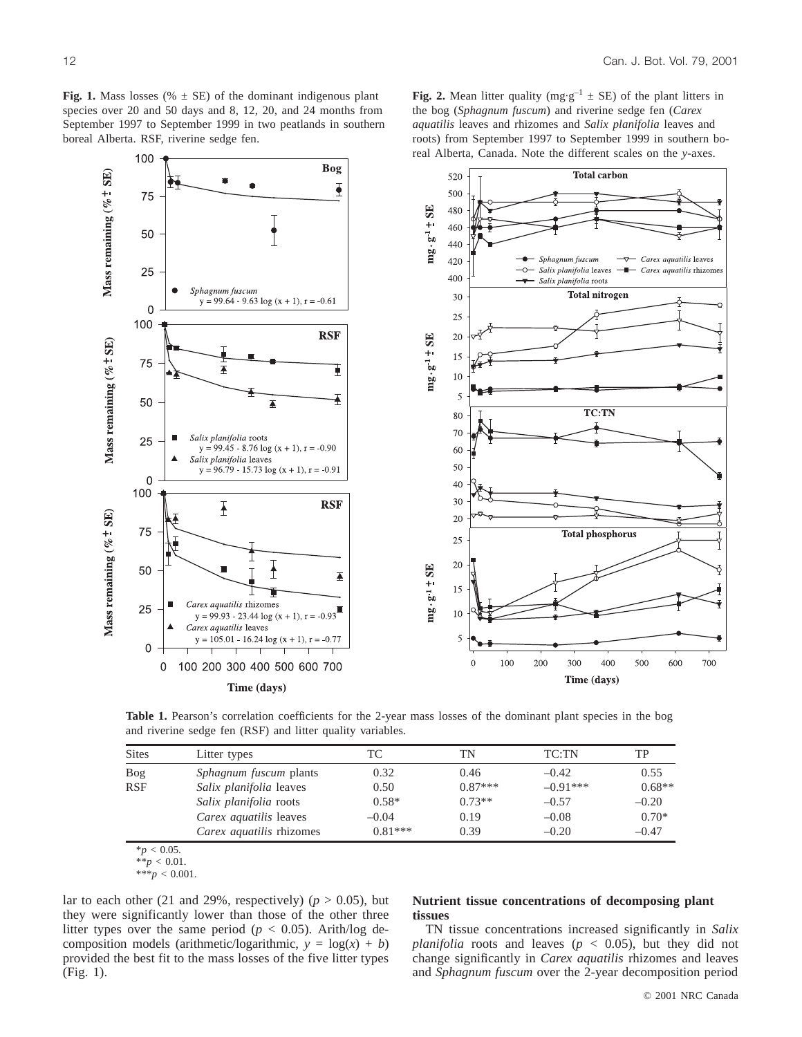**Fig. 1.** Mass losses (% ± SE) of the dominant indigenous plant species over 20 and 50 days and 8, 12, 20, and 24 months from September 1997 to September 1999 in two peatlands in southern boreal Alberta. RSF, riverine sedge fen.

**Fig. 2.** Mean litter quality (mg·g$^{-1}$ ± SE) of the plant litters in the bog (*Sphagnum fuscum*) and riverine sedge fen (*Carex aquatilis* leaves and rhizomes and *Salix planifolia* leaves and roots) from September 1997 to September 1999 in southern boreal Alberta, Canada. Note the different scales on the *y*-axes.

**Table 1.** Pearson's correlation coefficients for the 2-year mass losses of the dominant plant species in the bog and riverine sedge fen (RSF) and litter quality variables.

| Sites | Litter types | TC | TN | TC:TN | TP |
|---|---|---|---|---|---|
| Bog | *Sphagnum fuscum* plants | 0.32 | 0.46 | –0.42 | 0.55 |
| RSF | *Salix planifolia* leaves | 0.50 | 0.87*** | –0.91*** | 0.68** |
| | *Salix planifolia* roots | 0.58* | 0.73** | –0.57 | –0.20 |
| | *Carex aquatilis* leaves | –0.04 | 0.19 | –0.08 | 0.70* |
| | *Carex aquatilis* rhizomes | 0.81*** | 0.39 | –0.20 | –0.47 |

*$p < 0.05$.
**$p < 0.01$.
***$p < 0.001$.

lar to each other (21 and 29%, respectively) ($p > 0.05$), but they were significantly lower than those of the other three litter types over the same period ($p < 0.05$). Arith/log decomposition models (arithmetic/logarithmic, $y = \log(x) + b$) provided the best fit to the mass losses of the five litter types (Fig. 1).

### Nutrient tissue concentrations of decomposing plant tissues

TN tissue concentrations increased significantly in *Salix planifolia* roots and leaves ($p < 0.05$), but they did not change significantly in *Carex aquatilis* rhizomes and leaves and *Sphagnum fuscum* over the 2-year decomposition period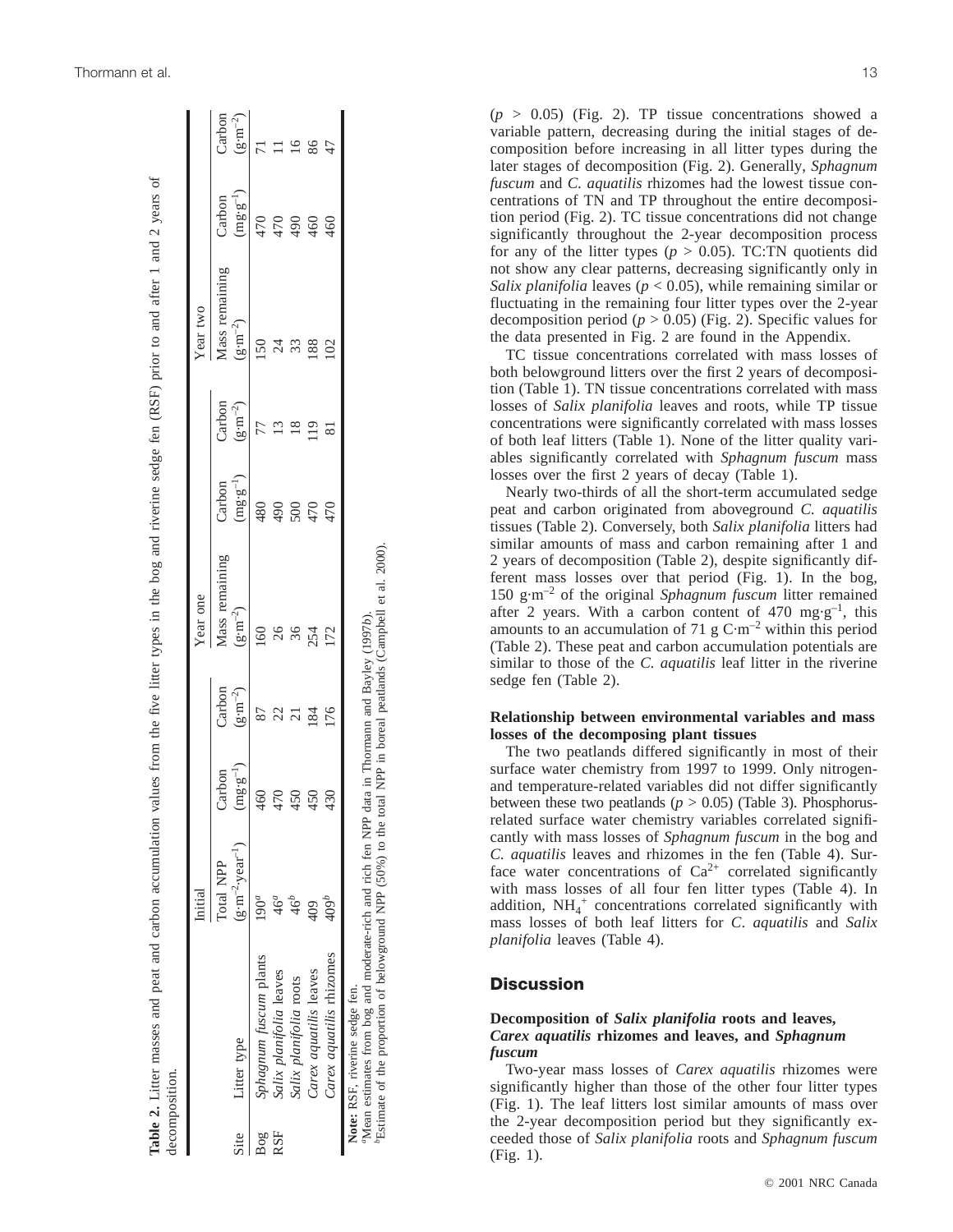**Table 2.** Litter masses and peat and carbon accumulation values from the five litter types in the bog and riverine sedge fen (RSF) prior to and after 1 and 2 years of decomposition.

| | | Initial | | | Year one | | | Year two | | |
|---|---|---|---|---|---|---|---|---|---|---|
| Site | Litter type | Total NPP ($g \cdot m^{-2} \cdot year^{-1}$) | Carbon ($mg \cdot g^{-1}$) | Carbon ($g \cdot m^{-2}$) | Mass remaining ($g \cdot m^{-2}$) | Carbon ($mg \cdot g^{-1}$) | Carbon ($g \cdot m^{-2}$) | Mass remaining ($g \cdot m^{-2}$) | Carbon ($mg \cdot g^{-1}$) | Carbon ($g \cdot m^{-2}$) |
| Bog | *Sphagnum fuscum* plants | 190[a] | 460 | 87 | 160 | 480 | 77 | 150 | 470 | 71 |
| RSF | *Salix planifolia* leaves | 46[a] | 470 | 22 | 26 | 490 | 13 | 24 | 470 | 11 |
| | *Salix planifolia* roots | 46[b] | 450 | 21 | 36 | 500 | 18 | 33 | 490 | 16 |
| | *Carex aquatilis* leaves | 409 | 450 | 184 | 254 | 470 | 119 | 188 | 460 | 86 |
| | *Carex aquatilis* rhizomes | 409[b] | 430 | 176 | 172 | 470 | 81 | 102 | 460 | 47 |

**Note:** RSF, riverine sedge fen.
[a]Mean estimates from bog and moderate-rich and rich fen NPP data in Thormann and Bayley (1997*b*).
[b]Estimate of the proportion of belowground NPP (50%) to the total NPP in boreal peatlands (Campbell et al. 2000).

($p > 0.05$) (Fig. 2). TP tissue concentrations showed a variable pattern, decreasing during the initial stages of decomposition before increasing in all litter types during the later stages of decomposition (Fig. 2). Generally, *Sphagnum fuscum* and *C. aquatilis* rhizomes had the lowest tissue concentrations of TN and TP throughout the entire decomposition period (Fig. 2). TC tissue concentrations did not change significantly throughout the 2-year decomposition process for any of the litter types ($p > 0.05$). TC:TN quotients did not show any clear patterns, decreasing significantly only in *Salix planifolia* leaves ($p < 0.05$), while remaining similar or fluctuating in the remaining four litter types over the 2-year decomposition period ($p > 0.05$) (Fig. 2). Specific values for the data presented in Fig. 2 are found in the Appendix.

TC tissue concentrations correlated with mass losses of both belowground litters over the first 2 years of decomposition (Table 1). TN tissue concentrations correlated with mass losses of *Salix planifolia* leaves and roots, while TP tissue concentrations were significantly correlated with mass losses of both leaf litters (Table 1). None of the litter quality variables significantly correlated with *Sphagnum fuscum* mass losses over the first 2 years of decay (Table 1).

Nearly two-thirds of all the short-term accumulated sedge peat and carbon originated from aboveground *C. aquatilis* tissues (Table 2). Conversely, both *Salix planifolia* litters had similar amounts of mass and carbon remaining after 1 and 2 years of decomposition (Table 2), despite significantly different mass losses over that period (Fig. 1). In the bog, 150 $g \cdot m^{-2}$ of the original *Sphagnum fuscum* litter remained after 2 years. With a carbon content of 470 $mg \cdot g^{-1}$, this amounts to an accumulation of 71 g $C \cdot m^{-2}$ within this period (Table 2). These peat and carbon accumulation potentials are similar to those of the *C. aquatilis* leaf litter in the riverine sedge fen (Table 2).

**Relationship between environmental variables and mass losses of the decomposing plant tissues**

The two peatlands differed significantly in most of their surface water chemistry from 1997 to 1999. Only nitrogen- and temperature-related variables did not differ significantly between these two peatlands ($p > 0.05$) (Table 3). Phosphorus-related surface water chemistry variables correlated significantly with mass losses of *Sphagnum fuscum* in the bog and *C. aquatilis* leaves and rhizomes in the fen (Table 4). Surface water concentrations of $Ca^{2+}$ correlated significantly with mass losses of all four fen litter types (Table 4). In addition, $NH_4^+$ concentrations correlated significantly with mass losses of both leaf litters for *C. aquatilis* and *Salix planifolia* leaves (Table 4).

## Discussion

**Decomposition of *Salix planifolia* roots and leaves, *Carex aquatilis* rhizomes and leaves, and *Sphagnum fuscum***

Two-year mass losses of *Carex aquatilis* rhizomes were significantly higher than those of the other four litter types (Fig. 1). The leaf litters lost similar amounts of mass over the 2-year decomposition period but they significantly exceeded those of *Salix planifolia* roots and *Sphagnum fuscum* (Fig. 1).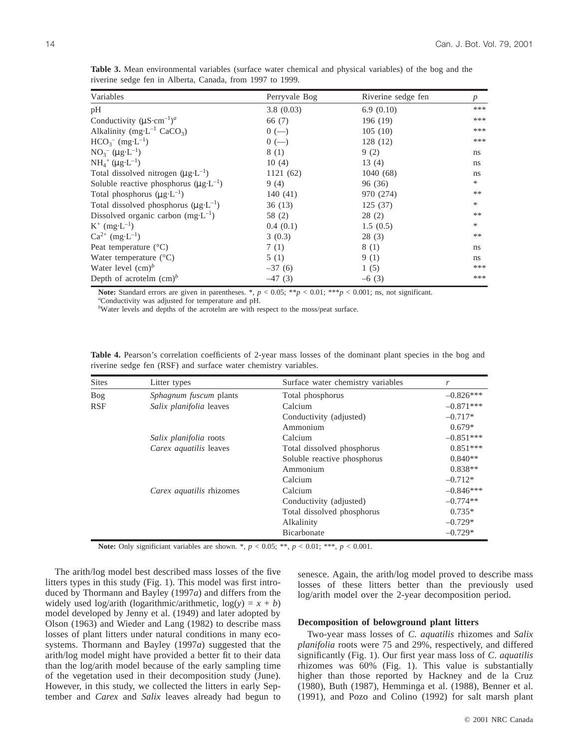**Table 3.** Mean environmental variables (surface water chemical and physical variables) of the bog and the riverine sedge fen in Alberta, Canada, from 1997 to 1999.

| Variables | Perryvale Bog | Riverine sedge fen | *p* |
|---|---|---|---|
| pH | 3.8 (0.03) | 6.9 (0.10) | *** |
| Conductivity ($\mu S \cdot cm^{-1}$)[a] | 66 (7) | 196 (19) | *** |
| Alkalinity ($mg \cdot L^{-1}$ $CaCO_3$) | 0 (—) | 105 (10) | *** |
| $HCO_3^-$ ($mg \cdot L^{-1}$) | 0 (—) | 128 (12) | *** |
| $NO_3^-$ ($\mu g \cdot L^{-1}$) | 8 (1) | 9 (2) | ns |
| $NH_4^+$ ($\mu g \cdot L^{-1}$) | 10 (4) | 13 (4) | ns |
| Total dissolved nitrogen ($\mu g \cdot L^{-1}$) | 1121 (62) | 1040 (68) | ns |
| Soluble reactive phosphorus ($\mu g \cdot L^{-1}$) | 9 (4) | 96 (36) | * |
| Total phosphorus ($\mu g \cdot L^{-1}$) | 140 (41) | 970 (274) | ** |
| Total dissolved phosphorus ($\mu g \cdot L^{-1}$) | 36 (13) | 125 (37) | * |
| Dissolved organic carbon ($mg \cdot L^{-1}$) | 58 (2) | 28 (2) | ** |
| $K^+$ ($mg \cdot L^{-1}$) | 0.4 (0.1) | 1.5 (0.5) | * |
| $Ca^{2+}$ ($mg \cdot L^{-1}$) | 3 (0.3) | 28 (3) | ** |
| Peat temperature (°C) | 7 (1) | 8 (1) | ns |
| Water temperature (°C) | 5 (1) | 9 (1) | ns |
| Water level (cm)[b] | –37 (6) | 1 (5) | *** |
| Depth of acrotelm (cm)[b] | –47 (3) | –6 (3) | *** |

**Note:** Standard errors are given in parentheses. *, $p < 0.05$; ** $p < 0.01$; *** $p < 0.001$; ns, not significant.
[a]Conductivity was adjusted for temperature and pH.
[b]Water levels and depths of the acrotelm are with respect to the moss/peat surface.

**Table 4.** Pearson's correlation coefficients of 2-year mass losses of the dominant plant species in the bog and riverine sedge fen (RSF) and surface water chemistry variables.

| Sites | Litter types | Surface water chemistry variables | *r* |
|---|---|---|---|
| Bog | *Sphagnum fuscum* plants | Total phosphorus | –0.826*** |
| RSF | *Salix planifolia* leaves | Calcium | –0.871*** |
| | | Conductivity (adjusted) | –0.717* |
| | | Ammonium | 0.679* |
| | *Salix planifolia* roots | Calcium | –0.851*** |
| | *Carex aquatilis* leaves | Total dissolved phosphorus | 0.851*** |
| | | Soluble reactive phosphorus | 0.840** |
| | | Ammonium | 0.838** |
| | | Calcium | –0.712* |
| | *Carex aquatilis* rhizomes | Calcium | –0.846*** |
| | | Conductivity (adjusted) | –0.774** |
| | | Total dissolved phosphorus | 0.735* |
| | | Alkalinity | –0.729* |
| | | Bicarbonate | –0.729* |

**Note:** Only significiant variables are shown. *, $p < 0.05$; **, $p < 0.01$; ***, $p < 0.001$.

The arith/log model best described mass losses of the five litters types in this study (Fig. 1). This model was first introduced by Thormann and Bayley (1997*a*) and differs from the widely used log/arith (logarithmic/arithmetic, $\log(y) = x + b$) model developed by Jenny et al. (1949) and later adopted by Olson (1963) and Wieder and Lang (1982) to describe mass losses of plant litters under natural conditions in many ecosystems. Thormann and Bayley (1997*a*) suggested that the arith/log model might have provided a better fit to their data than the log/arith model because of the early sampling time of the vegetation used in their decomposition study (June). However, in this study, we collected the litters in early September and *Carex* and *Salix* leaves already had begun to senesce. Again, the arith/log model proved to describe mass losses of these litters better than the previously used log/arith model over the 2-year decomposition period.

### Decomposition of belowground plant litters

Two-year mass losses of *C. aquatilis* rhizomes and *Salix planifolia* roots were 75 and 29%, respectively, and differed significantly (Fig. 1). Our first year mass loss of *C. aquatilis* rhizomes was 60% (Fig. 1). This value is substantially higher than those reported by Hackney and de la Cruz (1980), Buth (1987), Hemminga et al. (1988), Benner et al. (1991), and Pozo and Colino (1992) for salt marsh plant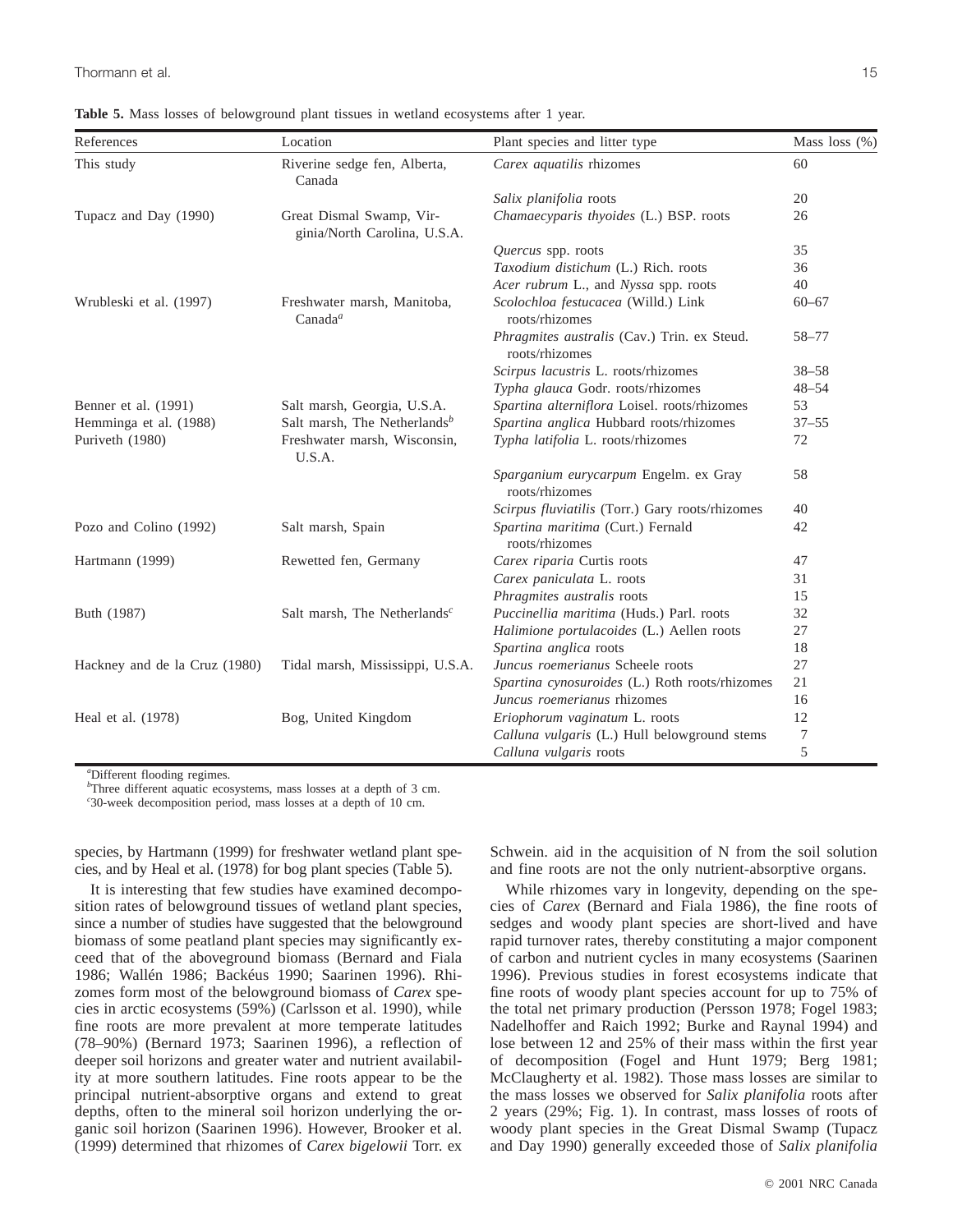**Table 5.** Mass losses of belowground plant tissues in wetland ecosystems after 1 year.

| References | Location | Plant species and litter type | Mass loss (%) |
|---|---|---|---|
| This study | Riverine sedge fen, Alberta, Canada | *Carex aquatilis* rhizomes | 60 |
| | | *Salix planifolia* roots | 20 |
| Tupacz and Day (1990) | Great Dismal Swamp, Virginia/North Carolina, U.S.A. | *Chamaecyparis thyoides* (L.) BSP. roots | 26 |
| | | *Quercus* spp. roots | 35 |
| | | *Taxodium distichum* (L.) Rich. roots | 36 |
| | | *Acer rubrum* L., and *Nyssa* spp. roots | 40 |
| Wrubleski et al. (1997) | Freshwater marsh, Manitoba, Canada[a] | *Scolochloa festucacea* (Willd.) Link roots/rhizomes | 60–67 |
| | | *Phragmites australis* (Cav.) Trin. ex Steud. roots/rhizomes | 58–77 |
| | | *Scirpus lacustris* L. roots/rhizomes | 38–58 |
| | | *Typha glauca* Godr. roots/rhizomes | 48–54 |
| Benner et al. (1991) | Salt marsh, Georgia, U.S.A. | *Spartina alterniflora* Loisel. roots/rhizomes | 53 |
| Hemminga et al. (1988) | Salt marsh, The Netherlands[b] | *Spartina anglica* Hubbard roots/rhizomes | 37–55 |
| Puriveth (1980) | Freshwater marsh, Wisconsin, U.S.A. | *Typha latifolia* L. roots/rhizomes | 72 |
| | | *Sparganium eurycarpum* Engelm. ex Gray roots/rhizomes | 58 |
| | | *Scirpus fluviatilis* (Torr.) Gary roots/rhizomes | 40 |
| Pozo and Colino (1992) | Salt marsh, Spain | *Spartina maritima* (Curt.) Fernald roots/rhizomes | 42 |
| Hartmann (1999) | Rewetted fen, Germany | *Carex riparia* Curtis roots | 47 |
| | | *Carex paniculata* L. roots | 31 |
| | | *Phragmites australis* roots | 15 |
| Buth (1987) | Salt marsh, The Netherlands[c] | *Puccinellia maritima* (Huds.) Parl. roots | 32 |
| | | *Halimione portulacoides* (L.) Aellen roots | 27 |
| | | *Spartina anglica* roots | 18 |
| Hackney and de la Cruz (1980) | Tidal marsh, Mississippi, U.S.A. | *Juncus roemerianus* Scheele roots | 27 |
| | | *Spartina cynosuroides* (L.) Roth roots/rhizomes | 21 |
| | | *Juncus roemerianus* rhizomes | 16 |
| Heal et al. (1978) | Bog, United Kingdom | *Eriophorum vaginatum* L. roots | 12 |
| | | *Calluna vulgaris* (L.) Hull belowground stems | 7 |
| | | *Calluna vulgaris* roots | 5 |

[a]Different flooding regimes.
[b]Three different aquatic ecosystems, mass losses at a depth of 3 cm.
[c]30-week decomposition period, mass losses at a depth of 10 cm.

species, by Hartmann (1999) for freshwater wetland plant species, and by Heal et al. (1978) for bog plant species (Table 5).

It is interesting that few studies have examined decomposition rates of belowground tissues of wetland plant species, since a number of studies have suggested that the belowground biomass of some peatland plant species may significantly exceed that of the aboveground biomass (Bernard and Fiala 1986; Wallén 1986; Backéus 1990; Saarinen 1996). Rhizomes form most of the belowground biomass of *Carex* species in arctic ecosystems (59%) (Carlsson et al. 1990), while fine roots are more prevalent at more temperate latitudes (78–90%) (Bernard 1973; Saarinen 1996), a reflection of deeper soil horizons and greater water and nutrient availability at more southern latitudes. Fine roots appear to be the principal nutrient-absorptive organs and extend to great depths, often to the mineral soil horizon underlying the organic soil horizon (Saarinen 1996). However, Brooker et al. (1999) determined that rhizomes of *Carex bigelowii* Torr. ex Schwein. aid in the acquisition of N from the soil solution and fine roots are not the only nutrient-absorptive organs.

While rhizomes vary in longevity, depending on the species of *Carex* (Bernard and Fiala 1986), the fine roots of sedges and woody plant species are short-lived and have rapid turnover rates, thereby constituting a major component of carbon and nutrient cycles in many ecosystems (Saarinen 1996). Previous studies in forest ecosystems indicate that fine roots of woody plant species account for up to 75% of the total net primary production (Persson 1978; Fogel 1983; Nadelhoffer and Raich 1992; Burke and Raynal 1994) and lose between 12 and 25% of their mass within the first year of decomposition (Fogel and Hunt 1979; Berg 1981; McClaugherty et al. 1982). Those mass losses are similar to the mass losses we observed for *Salix planifolia* roots after 2 years (29%; Fig. 1). In contrast, mass losses of roots of woody plant species in the Great Dismal Swamp (Tupacz and Day 1990) generally exceeded those of *Salix planifolia*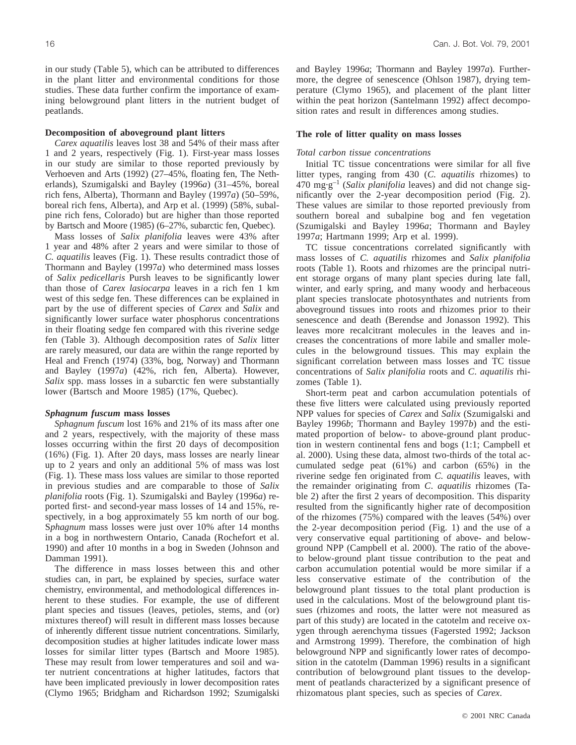in our study (Table 5), which can be attributed to differences in the plant litter and environmental conditions for those studies. These data further confirm the importance of examining belowground plant litters in the nutrient budget of peatlands.

### Decomposition of aboveground plant litters

*Carex aquatilis* leaves lost 38 and 54% of their mass after 1 and 2 years, respectively (Fig. 1). First-year mass losses in our study are similar to those reported previously by Verhoeven and Arts (1992) (27–45%, floating fen, The Netherlands), Szumigalski and Bayley (1996*a*) (31–45%, boreal rich fens, Alberta), Thormann and Bayley (1997*a*) (50–59%, boreal rich fens, Alberta), and Arp et al. (1999) (58%, subalpine rich fens, Colorado) but are higher than those reported by Bartsch and Moore (1985) (6–27%, subarctic fen, Quebec).

Mass losses of *Salix planifolia* leaves were 43% after 1 year and 48% after 2 years and were similar to those of *C. aquatilis* leaves (Fig. 1). These results contradict those of Thormann and Bayley (1997*a*) who determined mass losses of *Salix pedicellaris* Pursh leaves to be significantly lower than those of *Carex lasiocarpa* leaves in a rich fen 1 km west of this sedge fen. These differences can be explained in part by the use of different species of *Carex* and *Salix* and significantly lower surface water phosphorus concentrations in their floating sedge fen compared with this riverine sedge fen (Table 3). Although decomposition rates of *Salix* litter are rarely measured, our data are within the range reported by Heal and French (1974) (33%, bog, Norway) and Thormann and Bayley (1997*a*) (42%, rich fen, Alberta). However, *Salix* spp. mass losses in a subarctic fen were substantially lower (Bartsch and Moore 1985) (17%, Quebec).

### *Sphagnum fuscum* mass losses

*Sphagnum fuscum* lost 16% and 21% of its mass after one and 2 years, respectively, with the majority of these mass losses occurring within the first 20 days of decomposition (16%) (Fig. 1). After 20 days, mass losses are nearly linear up to 2 years and only an additional 5% of mass was lost (Fig. 1). These mass loss values are similar to those reported in previous studies and are comparable to those of *Salix planifolia* roots (Fig. 1). Szumigalski and Bayley (1996*a*) reported first- and second-year mass losses of 14 and 15%, respectively, in a bog approximately 55 km north of our bog. S*phagnum* mass losses were just over 10% after 14 months in a bog in northwestern Ontario, Canada (Rochefort et al. 1990) and after 10 months in a bog in Sweden (Johnson and Damman 1991).

The difference in mass losses between this and other studies can, in part, be explained by species, surface water chemistry, environmental, and methodological differences inherent to these studies. For example, the use of different plant species and tissues (leaves, petioles, stems, and (or) mixtures thereof) will result in different mass losses because of inherently different tissue nutrient concentrations. Similarly, decomposition studies at higher latitudes indicate lower mass losses for similar litter types (Bartsch and Moore 1985). These may result from lower temperatures and soil and water nutrient concentrations at higher latitudes, factors that have been implicated previously in lower decomposition rates (Clymo 1965; Bridgham and Richardson 1992; Szumigalski and Bayley 1996*a*; Thormann and Bayley 1997*a*). Furthermore, the degree of senescence (Ohlson 1987), drying temperature (Clymo 1965), and placement of the plant litter within the peat horizon (Santelmann 1992) affect decomposition rates and result in differences among studies.

### The role of litter quality on mass losses

#### *Total carbon tissue concentrations*

Initial TC tissue concentrations were similar for all five litter types, ranging from 430 (*C. aquatilis* rhizomes) to 470 $mg \cdot g^{-1}$ (*Salix planifolia* leaves) and did not change significantly over the 2-year decomposition period (Fig. 2). These values are similar to those reported previously from southern boreal and subalpine bog and fen vegetation (Szumigalski and Bayley 1996*a*; Thormann and Bayley 1997*a*; Hartmann 1999; Arp et al. 1999).

TC tissue concentrations correlated significantly with mass losses of *C. aquatilis* rhizomes and *Salix planifolia* roots (Table 1). Roots and rhizomes are the principal nutrient storage organs of many plant species during late fall, winter, and early spring, and many woody and herbaceous plant species translocate photosynthates and nutrients from aboveground tissues into roots and rhizomes prior to their senescence and death (Berendse and Jonasson 1992). This leaves more recalcitrant molecules in the leaves and increases the concentrations of more labile and smaller molecules in the belowground tissues. This may explain the significant correlation between mass losses and TC tissue concentrations of *Salix planifolia* roots and *C. aquatilis* rhizomes (Table 1).

Short-term peat and carbon accumulation potentials of these five litters were calculated using previously reported NPP values for species of *Carex* and *Salix* (Szumigalski and Bayley 1996*b*; Thormann and Bayley 1997*b*) and the estimated proportion of below- to above-ground plant production in western continental fens and bogs (1:1; Campbell et al. 2000). Using these data, almost two-thirds of the total accumulated sedge peat (61%) and carbon (65%) in the riverine sedge fen originated from *C. aquatilis* leaves, with the remainder originating from *C. aquatilis* rhizomes (Table 2) after the first 2 years of decomposition. This disparity resulted from the significantly higher rate of decomposition of the rhizomes (75%) compared with the leaves (54%) over the 2-year decomposition period (Fig. 1) and the use of a very conservative equal partitioning of above- and belowground NPP (Campbell et al. 2000). The ratio of the above- to below-ground plant tissue contribution to the peat and carbon accumulation potential would be more similar if a less conservative estimate of the contribution of the belowground plant tissues to the total plant production is used in the calculations. Most of the belowground plant tissues (rhizomes and roots, the latter were not measured as part of this study) are located in the catotelm and receive oxygen through aerenchyma tissues (Fagersted 1992; Jackson and Armstrong 1999). Therefore, the combination of high belowground NPP and significantly lower rates of decomposition in the catotelm (Damman 1996) results in a significant contribution of belowground plant tissues to the development of peatlands characterized by a significant presence of rhizomatous plant species, such as species of *Carex*.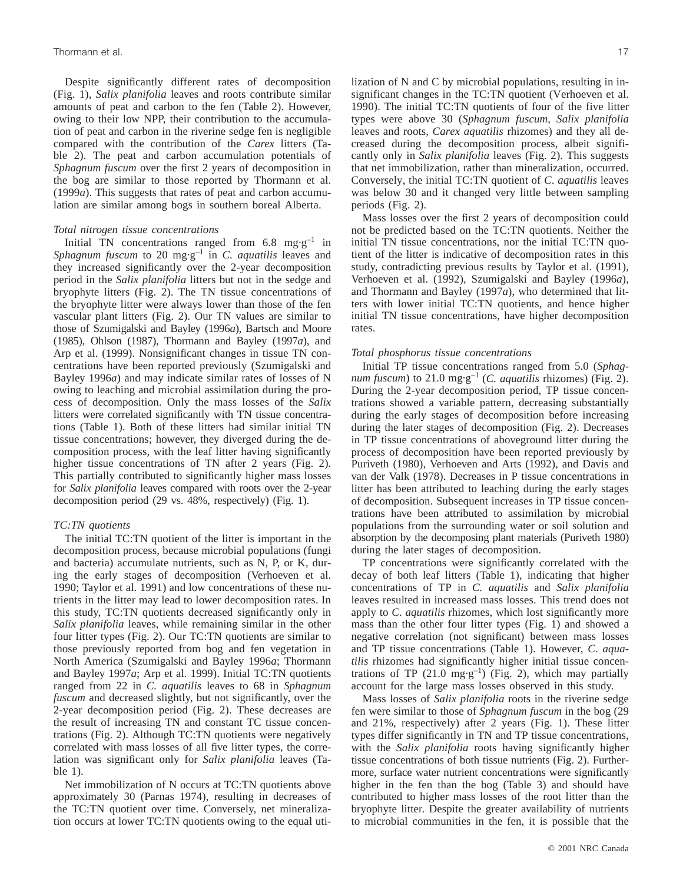Despite significantly different rates of decomposition (Fig. 1), *Salix planifolia* leaves and roots contribute similar amounts of peat and carbon to the fen (Table 2). However, owing to their low NPP, their contribution to the accumulation of peat and carbon in the riverine sedge fen is negligible compared with the contribution of the *Carex* litters (Table 2). The peat and carbon accumulation potentials of *Sphagnum fuscum* over the first 2 years of decomposition in the bog are similar to those reported by Thormann et al. (1999*a*). This suggests that rates of peat and carbon accumulation are similar among bogs in southern boreal Alberta.

### *Total nitrogen tissue concentrations*

Initial TN concentrations ranged from 6.8 $mg \cdot g^{-1}$ in *Sphagnum fuscum* to 20 $mg \cdot g^{-1}$ in *C. aquatilis* leaves and they increased significantly over the 2-year decomposition period in the *Salix planifolia* litters but not in the sedge and bryophyte litters (Fig. 2). The TN tissue concentrations of the bryophyte litter were always lower than those of the fen vascular plant litters (Fig. 2). Our TN values are similar to those of Szumigalski and Bayley (1996*a*), Bartsch and Moore (1985), Ohlson (1987), Thormann and Bayley (1997*a*), and Arp et al. (1999). Nonsignificant changes in tissue TN concentrations have been reported previously (Szumigalski and Bayley 1996*a*) and may indicate similar rates of losses of N owing to leaching and microbial assimilation during the process of decomposition. Only the mass losses of the *Salix* litters were correlated significantly with TN tissue concentrations (Table 1). Both of these litters had similar initial TN tissue concentrations; however, they diverged during the decomposition process, with the leaf litter having significantly higher tissue concentrations of TN after 2 years (Fig. 2). This partially contributed to significantly higher mass losses for *Salix planifolia* leaves compared with roots over the 2-year decomposition period (29 vs. 48%, respectively) (Fig. 1).

### *TC:TN quotients*

The initial TC:TN quotient of the litter is important in the decomposition process, because microbial populations (fungi and bacteria) accumulate nutrients, such as N, P, or K, during the early stages of decomposition (Verhoeven et al. 1990; Taylor et al. 1991) and low concentrations of these nutrients in the litter may lead to lower decomposition rates. In this study, TC:TN quotients decreased significantly only in *Salix planifolia* leaves, while remaining similar in the other four litter types (Fig. 2). Our TC:TN quotients are similar to those previously reported from bog and fen vegetation in North America (Szumigalski and Bayley 1996*a*; Thormann and Bayley 1997*a*; Arp et al. 1999). Initial TC:TN quotients ranged from 22 in *C. aquatilis* leaves to 68 in *Sphagnum fuscum* and decreased slightly, but not significantly, over the 2-year decomposition period (Fig. 2). These decreases are the result of increasing TN and constant TC tissue concentrations (Fig. 2). Although TC:TN quotients were negatively correlated with mass losses of all five litter types, the correlation was significant only for *Salix planifolia* leaves (Table 1).

Net immobilization of N occurs at TC:TN quotients above approximately 30 (Parnas 1974), resulting in decreases of the TC:TN quotient over time. Conversely, net mineralization occurs at lower TC:TN quotients owing to the equal utilization of N and C by microbial populations, resulting in insignificant changes in the TC:TN quotient (Verhoeven et al. 1990). The initial TC:TN quotients of four of the five litter types were above 30 (*Sphagnum fuscum*, *Salix planifolia* leaves and roots, *Carex aquatilis* rhizomes) and they all decreased during the decomposition process, albeit significantly only in *Salix planifolia* leaves (Fig. 2). This suggests that net immobilization, rather than mineralization, occurred. Conversely, the initial TC:TN quotient of *C. aquatilis* leaves was below 30 and it changed very little between sampling periods (Fig. 2).

Mass losses over the first 2 years of decomposition could not be predicted based on the TC:TN quotients. Neither the initial TN tissue concentrations, nor the initial TC:TN quotient of the litter is indicative of decomposition rates in this study, contradicting previous results by Taylor et al. (1991), Verhoeven et al. (1992), Szumigalski and Bayley (1996*a*), and Thormann and Bayley (1997*a*), who determined that litters with lower initial TC:TN quotients, and hence higher initial TN tissue concentrations, have higher decomposition rates.

### *Total phosphorus tissue concentrations*

Initial TP tissue concentrations ranged from 5.0 (*Sphagnum fuscum*) to 21.0 $mg \cdot g^{-1}$ (*C. aquatilis* rhizomes) (Fig. 2). During the 2-year decomposition period, TP tissue concentrations showed a variable pattern, decreasing substantially during the early stages of decomposition before increasing during the later stages of decomposition (Fig. 2). Decreases in TP tissue concentrations of aboveground litter during the process of decomposition have been reported previously by Puriveth (1980), Verhoeven and Arts (1992), and Davis and van der Valk (1978). Decreases in P tissue concentrations in litter has been attributed to leaching during the early stages of decomposition. Subsequent increases in TP tissue concentrations have been attributed to assimilation by microbial populations from the surrounding water or soil solution and absorption by the decomposing plant materials (Puriveth 1980) during the later stages of decomposition.

TP concentrations were significantly correlated with the decay of both leaf litters (Table 1), indicating that higher concentrations of TP in *C. aquatilis* and *Salix planifolia* leaves resulted in increased mass losses. This trend does not apply to *C. aquatilis* rhizomes, which lost significantly more mass than the other four litter types (Fig. 1) and showed a negative correlation (not significant) between mass losses and TP tissue concentrations (Table 1). However, *C. aquatilis* rhizomes had significantly higher initial tissue concentrations of TP (21.0 $mg \cdot g^{-1}$) (Fig. 2), which may partially account for the large mass losses observed in this study.

Mass losses of *Salix planifolia* roots in the riverine sedge fen were similar to those of *Sphagnum fuscum* in the bog (29 and 21%, respectively) after 2 years (Fig. 1). These litter types differ significantly in TN and TP tissue concentrations, with the *Salix planifolia* roots having significantly higher tissue concentrations of both tissue nutrients (Fig. 2). Furthermore, surface water nutrient concentrations were significantly higher in the fen than the bog (Table 3) and should have contributed to higher mass losses of the root litter than the bryophyte litter. Despite the greater availability of nutrients to microbial communities in the fen, it is possible that the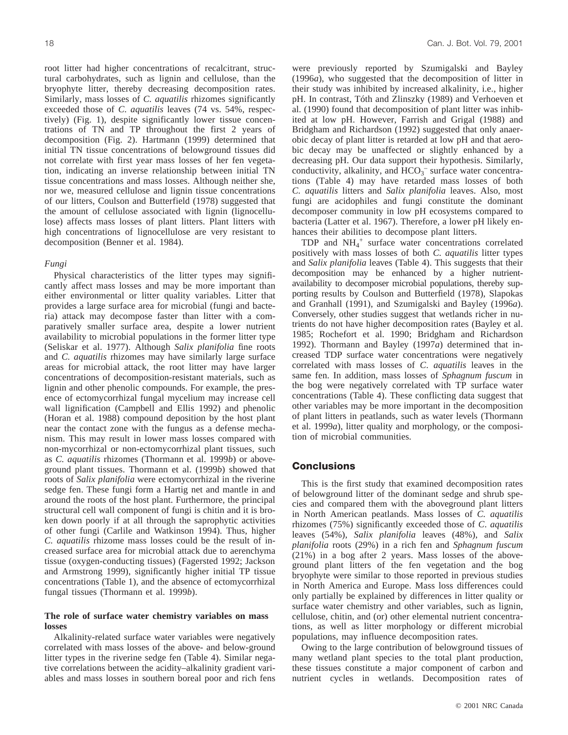root litter had higher concentrations of recalcitrant, structural carbohydrates, such as lignin and cellulose, than the bryophyte litter, thereby decreasing decomposition rates. Similarly, mass losses of *C. aquatilis* rhizomes significantly exceeded those of *C. aquatilis* leaves (74 vs. 54%, respectively) (Fig. 1), despite significantly lower tissue concentrations of TN and TP throughout the first 2 years of decomposition (Fig. 2). Hartmann (1999) determined that initial TN tissue concentrations of belowground tissues did not correlate with first year mass losses of her fen vegetation, indicating an inverse relationship between initial TN tissue concentrations and mass losses. Although neither she, nor we, measured cellulose and lignin tissue concentrations of our litters, Coulson and Butterfield (1978) suggested that the amount of cellulose associated with lignin (lignocellulose) affects mass losses of plant litters. Plant litters with high concentrations of lignocellulose are very resistant to decomposition (Benner et al. 1984).

### *Fungi*

Physical characteristics of the litter types may significantly affect mass losses and may be more important than either environmental or litter quality variables. Litter that provides a large surface area for microbial (fungi and bacteria) attack may decompose faster than litter with a comparatively smaller surface area, despite a lower nutrient availability to microbial populations in the former litter type (Seliskar et al. 1977). Although *Salix planifolia* fine roots and *C. aquatilis* rhizomes may have similarly large surface areas for microbial attack, the root litter may have larger concentrations of decomposition-resistant materials, such as lignin and other phenolic compounds. For example, the presence of ectomycorrhizal fungal mycelium may increase cell wall lignification (Campbell and Ellis 1992) and phenolic (Horan et al. 1988) compound deposition by the host plant near the contact zone with the fungus as a defense mechanism. This may result in lower mass losses compared with non-mycorrhizal or non-ectomycorrhizal plant tissues, such as *C. aquatilis* rhizomes (Thormann et al. 1999*b*) or aboveground plant tissues. Thormann et al. (1999*b*) showed that roots of *Salix planifolia* were ectomycorrhizal in the riverine sedge fen. These fungi form a Hartig net and mantle in and around the roots of the host plant. Furthermore, the principal structural cell wall component of fungi is chitin and it is broken down poorly if at all through the saprophytic activities of other fungi (Carlile and Watkinson 1994). Thus, higher *C. aquatilis* rhizome mass losses could be the result of increased surface area for microbial attack due to aerenchyma tissue (oxygen-conducting tissues) (Fagersted 1992; Jackson and Armstrong 1999), significantly higher initial TP tissue concentrations (Table 1), and the absence of ectomycorrhizal fungal tissues (Thormann et al. 1999*b*).

### **The role of surface water chemistry variables on mass losses**

Alkalinity-related surface water variables were negatively correlated with mass losses of the above- and below-ground litter types in the riverine sedge fen (Table 4). Similar negative correlations between the acidity–alkalinity gradient variables and mass losses in southern boreal poor and rich fens were previously reported by Szumigalski and Bayley (1996*a*), who suggested that the decomposition of litter in their study was inhibited by increased alkalinity, i.e., higher pH. In contrast, Tóth and Zlinszky (1989) and Verhoeven et al. (1990) found that decomposition of plant litter was inhibited at low pH. However, Farrish and Grigal (1988) and Bridgham and Richardson (1992) suggested that only anaerobic decay of plant litter is retarded at low pH and that aerobic decay may be unaffected or slightly enhanced by a decreasing pH. Our data support their hypothesis. Similarly, conductivity, alkalinity, and $HCO_3^-$ surface water concentrations (Table 4) may have retarded mass losses of both *C. aquatilis* litters and *Salix planifolia* leaves. Also, most fungi are acidophiles and fungi constitute the dominant decomposer community in low pH ecosystems compared to bacteria (Latter et al. 1967). Therefore, a lower pH likely enhances their abilities to decompose plant litters.

TDP and $NH_4^+$ surface water concentrations correlated positively with mass losses of both *C. aquatilis* litter types and *Salix planifolia* leaves (Table 4). This suggests that their decomposition may be enhanced by a higher nutrient-availability to decomposer microbial populations, thereby supporting results by Coulson and Butterfield (1978), Slapokas and Granhall (1991), and Szumigalski and Bayley (1996*a*). Conversely, other studies suggest that wetlands richer in nutrients do not have higher decomposition rates (Bayley et al. 1985; Rochefort et al. 1990; Bridgham and Richardson 1992). Thormann and Bayley (1997*a*) determined that increased TDP surface water concentrations were negatively correlated with mass losses of *C. aquatilis* leaves in the same fen. In addition, mass losses of *Sphagnum fuscum* in the bog were negatively correlated with TP surface water concentrations (Table 4). These conflicting data suggest that other variables may be more important in the decomposition of plant litters in peatlands, such as water levels (Thormann et al. 1999*a*), litter quality and morphology, or the composition of microbial communities.

## Conclusions

This is the first study that examined decomposition rates of belowground litter of the dominant sedge and shrub species and compared them with the aboveground plant litters in North American peatlands. Mass losses of *C. aquatilis* rhizomes (75%) significantly exceeded those of *C. aquatilis* leaves (54%), *Salix planifolia* leaves (48%), and *Salix planifolia* roots (29%) in a rich fen and *Sphagnum fuscum* (21%) in a bog after 2 years. Mass losses of the aboveground plant litters of the fen vegetation and the bog bryophyte were similar to those reported in previous studies in North America and Europe. Mass loss differences could only partially be explained by differences in litter quality or surface water chemistry and other variables, such as lignin, cellulose, chitin, and (or) other elemental nutrient concentrations, as well as litter morphology or different microbial populations, may influence decomposition rates.

Owing to the large contribution of belowground tissues of many wetland plant species to the total plant production, these tissues constitute a major component of carbon and nutrient cycles in wetlands. Decomposition rates of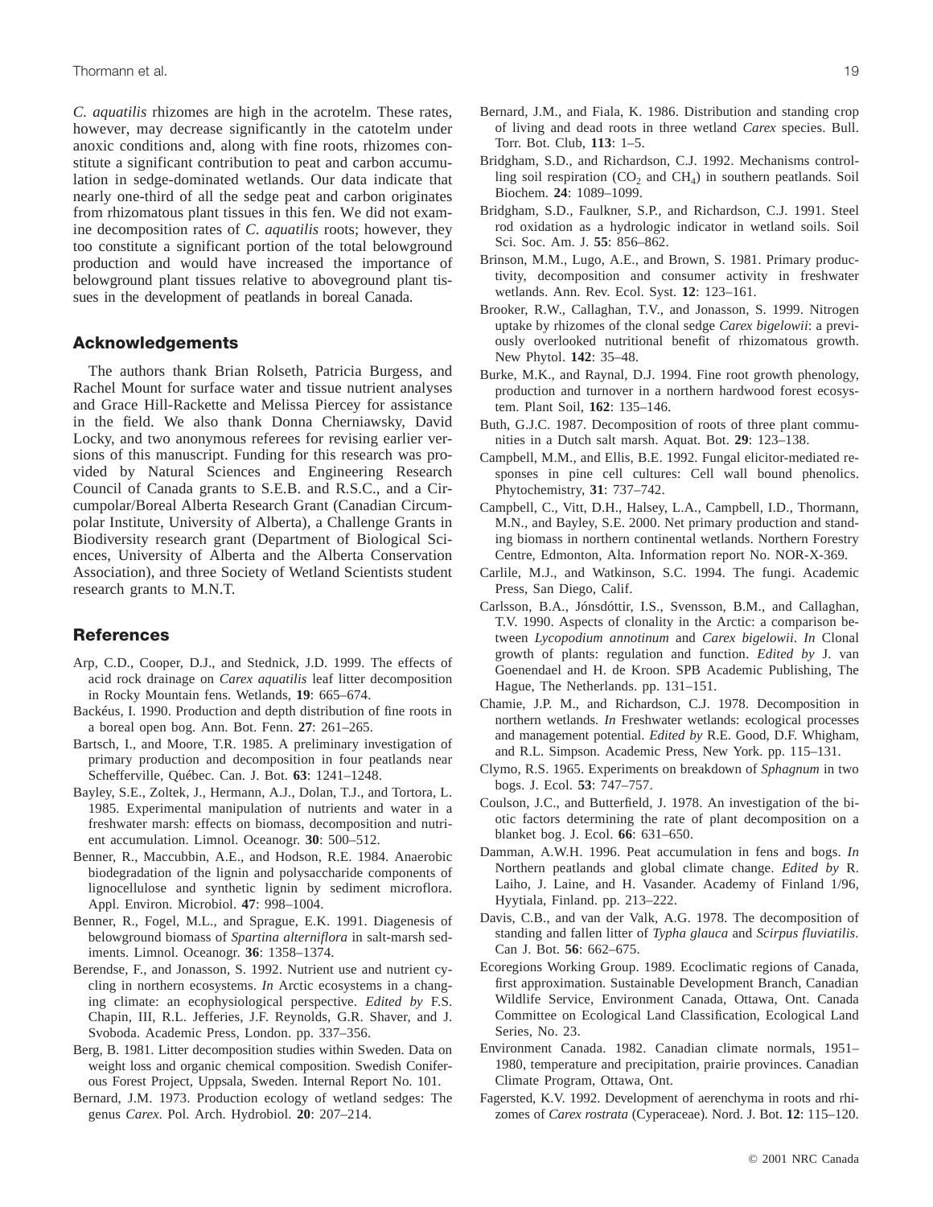*C. aquatilis* rhizomes are high in the acrotelm. These rates, however, may decrease significantly in the catotelm under anoxic conditions and, along with fine roots, rhizomes constitute a significant contribution to peat and carbon accumulation in sedge-dominated wetlands. Our data indicate that nearly one-third of all the sedge peat and carbon originates from rhizomatous plant tissues in this fen. We did not examine decomposition rates of *C. aquatilis* roots; however, they too constitute a significant portion of the total belowground production and would have increased the importance of belowground plant tissues relative to aboveground plant tissues in the development of peatlands in boreal Canada.

## Acknowledgements

The authors thank Brian Rolseth, Patricia Burgess, and Rachel Mount for surface water and tissue nutrient analyses and Grace Hill-Rackette and Melissa Piercey for assistance in the field. We also thank Donna Cherniawsky, David Locky, and two anonymous referees for revising earlier versions of this manuscript. Funding for this research was provided by Natural Sciences and Engineering Research Council of Canada grants to S.E.B. and R.S.C., and a Circumpolar/Boreal Alberta Research Grant (Canadian Circumpolar Institute, University of Alberta), a Challenge Grants in Biodiversity research grant (Department of Biological Sciences, University of Alberta and the Alberta Conservation Association), and three Society of Wetland Scientists student research grants to M.N.T.

## References

Arp, C.D., Cooper, D.J., and Stednick, J.D. 1999. The effects of acid rock drainage on *Carex aquatilis* leaf litter decomposition in Rocky Mountain fens. Wetlands, **19**: 665–674.

Backéus, I. 1990. Production and depth distribution of fine roots in a boreal open bog. Ann. Bot. Fenn. **27**: 261–265.

Bartsch, I., and Moore, T.R. 1985. A preliminary investigation of primary production and decomposition in four peatlands near Schefferville, Québec. Can. J. Bot. **63**: 1241–1248.

Bayley, S.E., Zoltek, J., Hermann, A.J., Dolan, T.J., and Tortora, L. 1985. Experimental manipulation of nutrients and water in a freshwater marsh: effects on biomass, decomposition and nutrient accumulation. Limnol. Oceanogr. **30**: 500–512.

Benner, R., Maccubbin, A.E., and Hodson, R.E. 1984. Anaerobic biodegradation of the lignin and polysaccharide components of lignocellulose and synthetic lignin by sediment microflora. Appl. Environ. Microbiol. **47**: 998–1004.

Benner, R., Fogel, M.L., and Sprague, E.K. 1991. Diagenesis of belowground biomass of *Spartina alterniflora* in salt-marsh sediments. Limnol. Oceanogr. **36**: 1358–1374.

Berendse, F., and Jonasson, S. 1992. Nutrient use and nutrient cycling in northern ecosystems. *In* Arctic ecosystems in a changing climate: an ecophysiological perspective. *Edited by* F.S. Chapin, III, R.L. Jefferies, J.F. Reynolds, G.R. Shaver, and J. Svoboda. Academic Press, London. pp. 337–356.

Berg, B. 1981. Litter decomposition studies within Sweden. Data on weight loss and organic chemical composition. Swedish Coniferous Forest Project, Uppsala, Sweden. Internal Report No. 101.

Bernard, J.M. 1973. Production ecology of wetland sedges: The genus *Carex*. Pol. Arch. Hydrobiol. **20**: 207–214.

Bernard, J.M., and Fiala, K. 1986. Distribution and standing crop of living and dead roots in three wetland *Carex* species. Bull. Torr. Bot. Club, **113**: 1–5.

Bridgham, S.D., and Richardson, C.J. 1992. Mechanisms controlling soil respiration ($CO_2$ and $CH_4$) in southern peatlands. Soil Biochem. **24**: 1089–1099.

Bridgham, S.D., Faulkner, S.P., and Richardson, C.J. 1991. Steel rod oxidation as a hydrologic indicator in wetland soils. Soil Sci. Soc. Am. J. **55**: 856–862.

Brinson, M.M., Lugo, A.E., and Brown, S. 1981. Primary productivity, decomposition and consumer activity in freshwater wetlands. Ann. Rev. Ecol. Syst. **12**: 123–161.

Brooker, R.W., Callaghan, T.V., and Jonasson, S. 1999. Nitrogen uptake by rhizomes of the clonal sedge *Carex bigelowii*: a previously overlooked nutritional benefit of rhizomatous growth. New Phytol. **142**: 35–48.

Burke, M.K., and Raynal, D.J. 1994. Fine root growth phenology, production and turnover in a northern hardwood forest ecosystem. Plant Soil, **162**: 135–146.

Buth, G.J.C. 1987. Decomposition of roots of three plant communities in a Dutch salt marsh. Aquat. Bot. **29**: 123–138.

Campbell, M.M., and Ellis, B.E. 1992. Fungal elicitor-mediated responses in pine cell cultures: Cell wall bound phenolics. Phytochemistry, **31**: 737–742.

Campbell, C., Vitt, D.H., Halsey, L.A., Campbell, I.D., Thormann, M.N., and Bayley, S.E. 2000. Net primary production and standing biomass in northern continental wetlands. Northern Forestry Centre, Edmonton, Alta. Information report No. NOR-X-369.

Carlile, M.J., and Watkinson, S.C. 1994. The fungi. Academic Press, San Diego, Calif.

Carlsson, B.A., Jónsdóttir, I.S., Svensson, B.M., and Callaghan, T.V. 1990. Aspects of clonality in the Arctic: a comparison between *Lycopodium annotinum* and *Carex bigelowii*. *In* Clonal growth of plants: regulation and function. *Edited by* J. van Goenendael and H. de Kroon. SPB Academic Publishing, The Hague, The Netherlands. pp. 131–151.

Chamie, J.P. M., and Richardson, C.J. 1978. Decomposition in northern wetlands. *In* Freshwater wetlands: ecological processes and management potential. *Edited by* R.E. Good, D.F. Whigham, and R.L. Simpson. Academic Press, New York. pp. 115–131.

Clymo, R.S. 1965. Experiments on breakdown of *Sphagnum* in two bogs. J. Ecol. **53**: 747–757.

Coulson, J.C., and Butterfield, J. 1978. An investigation of the biotic factors determining the rate of plant decomposition on a blanket bog. J. Ecol. **66**: 631–650.

Damman, A.W.H. 1996. Peat accumulation in fens and bogs. *In* Northern peatlands and global climate change. *Edited by* R. Laiho, J. Laine, and H. Vasander. Academy of Finland 1/96, Hyytiala, Finland. pp. 213–222.

Davis, C.B., and van der Valk, A.G. 1978. The decomposition of standing and fallen litter of *Typha glauca* and *Scirpus fluviatilis*. Can J. Bot. **56**: 662–675.

Ecoregions Working Group. 1989. Ecoclimatic regions of Canada, first approximation. Sustainable Development Branch, Canadian Wildlife Service, Environment Canada, Ottawa, Ont. Canada Committee on Ecological Land Classification, Ecological Land Series, No. 23.

Environment Canada. 1982. Canadian climate normals, 1951–1980, temperature and precipitation, prairie provinces. Canadian Climate Program, Ottawa, Ont.

Fagersted, K.V. 1992. Development of aerenchyma in roots and rhizomes of *Carex rostrata* (Cyperaceae). Nord. J. Bot. **12**: 115–120.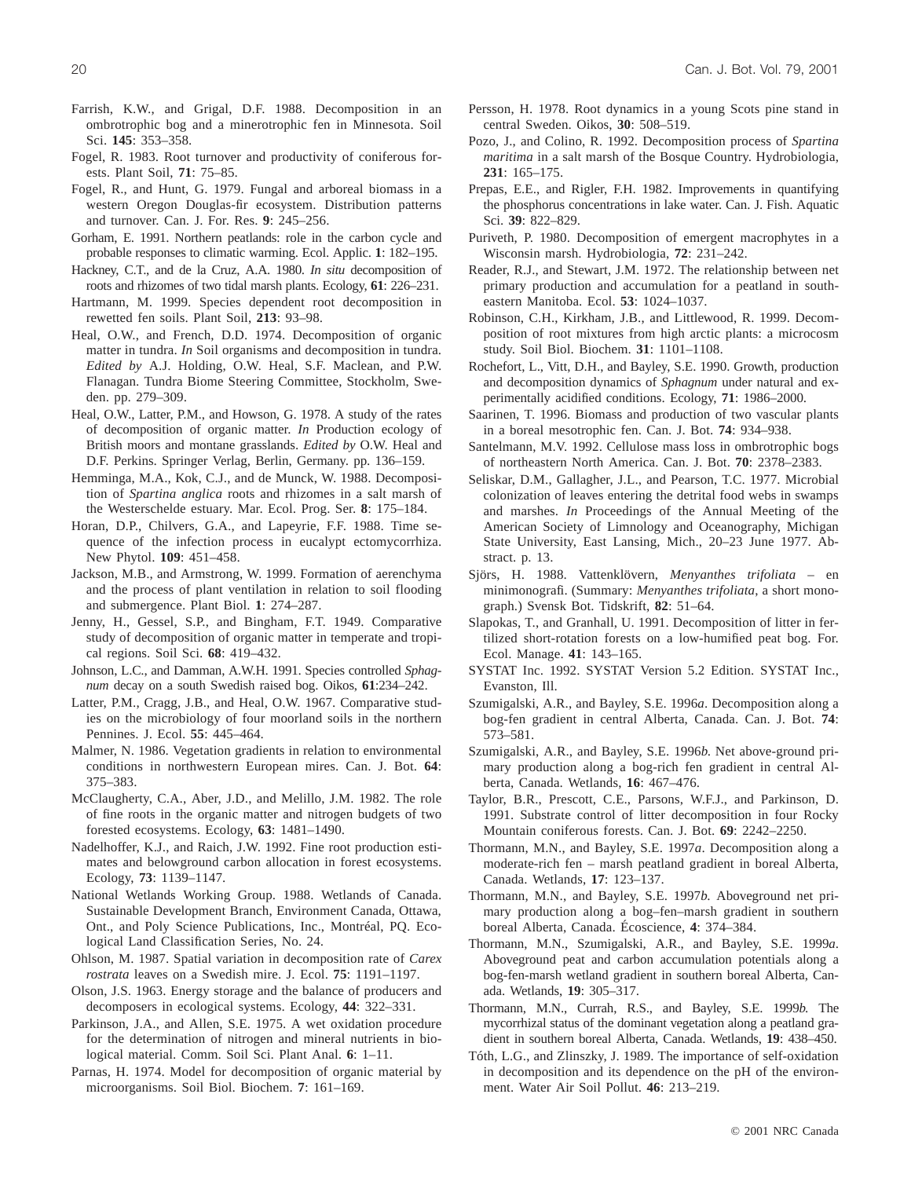Farrish, K.W., and Grigal, D.F. 1988. Decomposition in an ombrotrophic bog and a minerotrophic fen in Minnesota. Soil Sci. **145**: 353–358.

Fogel, R. 1983. Root turnover and productivity of coniferous forests. Plant Soil, **71**: 75–85.

Fogel, R., and Hunt, G. 1979. Fungal and arboreal biomass in a western Oregon Douglas-fir ecosystem. Distribution patterns and turnover. Can. J. For. Res. **9**: 245–256.

Gorham, E. 1991. Northern peatlands: role in the carbon cycle and probable responses to climatic warming. Ecol. Applic. **1**: 182–195.

Hackney, C.T., and de la Cruz, A.A. 1980. *In situ* decomposition of roots and rhizomes of two tidal marsh plants. Ecology, **61**: 226–231.

Hartmann, M. 1999. Species dependent root decomposition in rewetted fen soils. Plant Soil, **213**: 93–98.

Heal, O.W., and French, D.D. 1974. Decomposition of organic matter in tundra. *In* Soil organisms and decomposition in tundra. *Edited by* A.J. Holding, O.W. Heal, S.F. Maclean, and P.W. Flanagan. Tundra Biome Steering Committee, Stockholm, Sweden. pp. 279–309.

Heal, O.W., Latter, P.M., and Howson, G. 1978. A study of the rates of decomposition of organic matter. *In* Production ecology of British moors and montane grasslands. *Edited by* O.W. Heal and D.F. Perkins. Springer Verlag, Berlin, Germany. pp. 136–159.

Hemminga, M.A., Kok, C.J., and de Munck, W. 1988. Decomposition of *Spartina anglica* roots and rhizomes in a salt marsh of the Westerschelde estuary. Mar. Ecol. Prog. Ser. **8**: 175–184.

Horan, D.P., Chilvers, G.A., and Lapeyrie, F.F. 1988. Time sequence of the infection process in eucalypt ectomycorrhiza. New Phytol. **109**: 451–458.

Jackson, M.B., and Armstrong, W. 1999. Formation of aerenchyma and the process of plant ventilation in relation to soil flooding and submergence. Plant Biol. **1**: 274–287.

Jenny, H., Gessel, S.P., and Bingham, F.T. 1949. Comparative study of decomposition of organic matter in temperate and tropical regions. Soil Sci. **68**: 419–432.

Johnson, L.C., and Damman, A.W.H. 1991. Species controlled *Sphagnum* decay on a south Swedish raised bog. Oikos, **61**:234–242.

Latter, P.M., Cragg, J.B., and Heal, O.W. 1967. Comparative studies on the microbiology of four moorland soils in the northern Pennines. J. Ecol. **55**: 445–464.

Malmer, N. 1986. Vegetation gradients in relation to environmental conditions in northwestern European mires. Can. J. Bot. **64**: 375–383.

McClaugherty, C.A., Aber, J.D., and Melillo, J.M. 1982. The role of fine roots in the organic matter and nitrogen budgets of two forested ecosystems. Ecology, **63**: 1481–1490.

Nadelhoffer, K.J., and Raich, J.W. 1992. Fine root production estimates and belowground carbon allocation in forest ecosystems. Ecology, **73**: 1139–1147.

National Wetlands Working Group. 1988. Wetlands of Canada. Sustainable Development Branch, Environment Canada, Ottawa, Ont., and Poly Science Publications, Inc., Montréal, PQ. Ecological Land Classification Series, No. 24.

Ohlson, M. 1987. Spatial variation in decomposition rate of *Carex rostrata* leaves on a Swedish mire. J. Ecol. **75**: 1191–1197.

Olson, J.S. 1963. Energy storage and the balance of producers and decomposers in ecological systems. Ecology, **44**: 322–331.

Parkinson, J.A., and Allen, S.E. 1975. A wet oxidation procedure for the determination of nitrogen and mineral nutrients in biological material. Comm. Soil Sci. Plant Anal. **6**: 1–11.

Parnas, H. 1974. Model for decomposition of organic material by microorganisms. Soil Biol. Biochem. **7**: 161–169.

Persson, H. 1978. Root dynamics in a young Scots pine stand in central Sweden. Oikos, **30**: 508–519.

Pozo, J., and Colino, R. 1992. Decomposition process of *Spartina maritima* in a salt marsh of the Bosque Country. Hydrobiologia, **231**: 165–175.

Prepas, E.E., and Rigler, F.H. 1982. Improvements in quantifying the phosphorus concentrations in lake water. Can. J. Fish. Aquatic Sci. **39**: 822–829.

Puriveth, P. 1980. Decomposition of emergent macrophytes in a Wisconsin marsh. Hydrobiologia, **72**: 231–242.

Reader, R.J., and Stewart, J.M. 1972. The relationship between net primary production and accumulation for a peatland in southeastern Manitoba. Ecol. **53**: 1024–1037.

Robinson, C.H., Kirkham, J.B., and Littlewood, R. 1999. Decomposition of root mixtures from high arctic plants: a microcosm study. Soil Biol. Biochem. **31**: 1101–1108.

Rochefort, L., Vitt, D.H., and Bayley, S.E. 1990. Growth, production and decomposition dynamics of *Sphagnum* under natural and experimentally acidified conditions. Ecology, **71**: 1986–2000.

Saarinen, T. 1996. Biomass and production of two vascular plants in a boreal mesotrophic fen. Can. J. Bot. **74**: 934–938.

Santelmann, M.V. 1992. Cellulose mass loss in ombrotrophic bogs of northeastern North America. Can. J. Bot. **70**: 2378–2383.

Seliskar, D.M., Gallagher, J.L., and Pearson, T.C. 1977. Microbial colonization of leaves entering the detrital food webs in swamps and marshes. *In* Proceedings of the Annual Meeting of the American Society of Limnology and Oceanography, Michigan State University, East Lansing, Mich., 20–23 June 1977. Abstract. p. 13.

Sjörs, H. 1988. Vattenklövern, *Menyanthes trifoliata* – en minimonografi. (Summary: *Menyanthes trifoliata*, a short monograph.) Svensk Bot. Tidskrift, **82**: 51–64.

Slapokas, T., and Granhall, U. 1991. Decomposition of litter in fertilized short-rotation forests on a low-humified peat bog. For. Ecol. Manage. **41**: 143–165.

SYSTAT Inc. 1992. SYSTAT Version 5.2 Edition. SYSTAT Inc., Evanston, Ill.

Szumigalski, A.R., and Bayley, S.E. 1996*a*. Decomposition along a bog-fen gradient in central Alberta, Canada. Can. J. Bot. **74**: 573–581.

Szumigalski, A.R., and Bayley, S.E. 1996*b*. Net above-ground primary production along a bog-rich fen gradient in central Alberta, Canada. Wetlands, **16**: 467–476.

Taylor, B.R., Prescott, C.E., Parsons, W.F.J., and Parkinson, D. 1991. Substrate control of litter decomposition in four Rocky Mountain coniferous forests. Can. J. Bot. **69**: 2242–2250.

Thormann, M.N., and Bayley, S.E. 1997*a*. Decomposition along a moderate-rich fen – marsh peatland gradient in boreal Alberta, Canada. Wetlands, **17**: 123–137.

Thormann, M.N., and Bayley, S.E. 1997*b*. Aboveground net primary production along a bog–fen–marsh gradient in southern boreal Alberta, Canada. Écoscience, **4**: 374–384.

Thormann, M.N., Szumigalski, A.R., and Bayley, S.E. 1999*a*. Aboveground peat and carbon accumulation potentials along a bog-fen-marsh wetland gradient in southern boreal Alberta, Canada. Wetlands, **19**: 305–317.

Thormann, M.N., Currah, R.S., and Bayley, S.E. 1999*b*. The mycorrhizal status of the dominant vegetation along a peatland gradient in southern boreal Alberta, Canada. Wetlands, **19**: 438–450.

Tóth, L.G., and Zlinszky, J. 1989. The importance of self-oxidation in decomposition and its dependence on the pH of the environment. Water Air Soil Pollut. **46**: 213–219.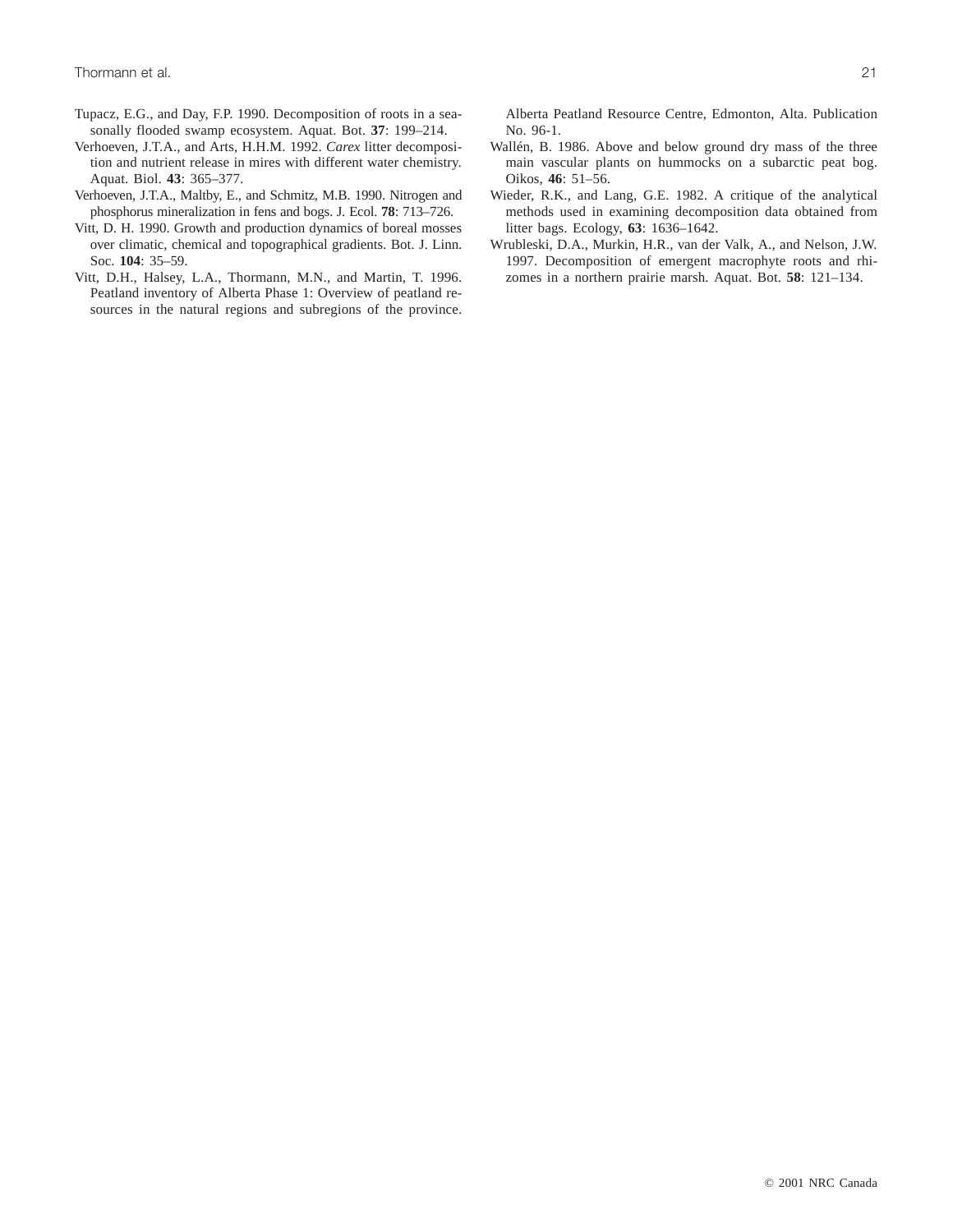Tupacz, E.G., and Day, F.P. 1990. Decomposition of roots in a seasonally flooded swamp ecosystem. Aquat. Bot. **37**: 199–214.

Verhoeven, J.T.A., and Arts, H.H.M. 1992. *Carex* litter decomposition and nutrient release in mires with different water chemistry. Aquat. Biol. **43**: 365–377.

Verhoeven, J.T.A., Maltby, E., and Schmitz, M.B. 1990. Nitrogen and phosphorus mineralization in fens and bogs. J. Ecol. **78**: 713–726.

Vitt, D. H. 1990. Growth and production dynamics of boreal mosses over climatic, chemical and topographical gradients. Bot. J. Linn. Soc. **104**: 35–59.

Vitt, D.H., Halsey, L.A., Thormann, M.N., and Martin, T. 1996. Peatland inventory of Alberta Phase 1: Overview of peatland resources in the natural regions and subregions of the province. Alberta Peatland Resource Centre, Edmonton, Alta. Publication No. 96-1.

Wallén, B. 1986. Above and below ground dry mass of the three main vascular plants on hummocks on a subarctic peat bog. Oikos, **46**: 51–56.

Wieder, R.K., and Lang, G.E. 1982. A critique of the analytical methods used in examining decomposition data obtained from litter bags. Ecology, **63**: 1636–1642.

Wrubleski, D.A., Murkin, H.R., van der Valk, A., and Nelson, J.W. 1997. Decomposition of emergent macrophyte roots and rhizomes in a northern prairie marsh. Aquat. Bot. **58**: 121–134.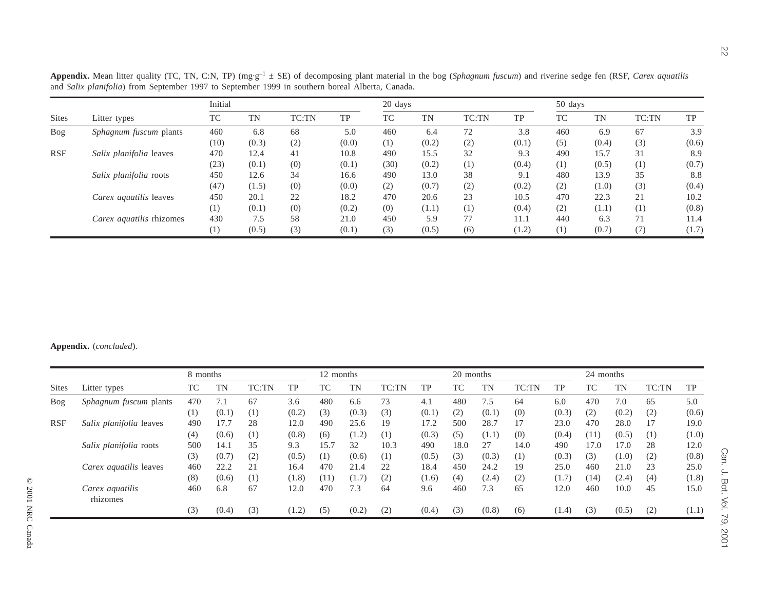**Appendix.** Mean litter quality (TC, TN, C:N, TP) (mg·g$^{-1}$ ± SE) of decomposing plant material in the bog (*Sphagnum fuscum*) and riverine sedge fen (RSF, *Carex aquatilis* and *Salix planifolia*) from September 1997 to September 1999 in southern boreal Alberta, Canada.

| | | Initial | | | | 20 days | | | | 50 days | | | |
|---|---|---|---|---|---|---|---|---|---|---|---|---|---|
| Sites | Litter types | TC | TN | TC:TN | TP | TC | TN | TC:TN | TP | TC | TN | TC:TN | TP |
| Bog | *Sphagnum fuscum* plants | 460 | 6.8 | 68 | 5.0 | 460 | 6.4 | 72 | 3.8 | 460 | 6.9 | 67 | 3.9 |
| | | (10) | (0.3) | (2) | (0.0) | (1) | (0.2) | (2) | (0.1) | (5) | (0.4) | (3) | (0.6) |
| RSF | *Salix planifolia* leaves | 470 | 12.4 | 41 | 10.8 | 490 | 15.5 | 32 | 9.3 | 490 | 15.7 | 31 | 8.9 |
| | | (23) | (0.1) | (0) | (0.1) | (30) | (0.2) | (1) | (0.4) | (1) | (0.5) | (1) | (0.7) |
| | *Salix planifolia* roots | 450 | 12.6 | 34 | 16.6 | 490 | 13.0 | 38 | 9.1 | 480 | 13.9 | 35 | 8.8 |
| | | (47) | (1.5) | (0) | (0.0) | (2) | (0.7) | (2) | (0.2) | (2) | (1.0) | (3) | (0.4) |
| | *Carex aquatilis* leaves | 450 | 20.1 | 22 | 18.2 | 470 | 20.6 | 23 | 10.5 | 470 | 22.3 | 21 | 10.2 |
| | | (1) | (0.1) | (0) | (0.2) | (0) | (1.1) | (1) | (0.4) | (2) | (1.1) | (1) | (0.8) |
| | *Carex aquatilis* rhizomes | 430 | 7.5 | 58 | 21.0 | 450 | 5.9 | 77 | 11.1 | 440 | 6.3 | 71 | 11.4 |
| | | (1) | (0.5) | (3) | (0.1) | (3) | (0.5) | (6) | (1.2) | (1) | (0.7) | (7) | (1.7) |

**Appendix.** (*concluded*).

| | | 8 months | | | | 12 months | | | | 20 months | | | | 24 months | | | |
|---|---|---|---|---|---|---|---|---|---|---|---|---|---|---|---|---|---|
| Sites | Litter types | TC | TN | TC:TN | TP | TC | TN | TC:TN | TP | TC | TN | TC:TN | TP | TC | TN | TC:TN | TP |
| Bog | *Sphagnum fuscum* plants | 470 | 7.1 | 67 | 3.6 | 480 | 6.6 | 73 | 4.1 | 480 | 7.5 | 64 | 6.0 | 470 | 7.0 | 65 | 5.0 |
| | | (1) | (0.1) | (1) | (0.2) | (3) | (0.3) | (3) | (0.1) | (2) | (0.1) | (0) | (0.3) | (2) | (0.2) | (2) | (0.6) |
| RSF | *Salix planifolia* leaves | 490 | 17.7 | 28 | 12.0 | 490 | 25.6 | 19 | 17.2 | 500 | 28.7 | 17 | 23.0 | 470 | 28.0 | 17 | 19.0 |
| | | (4) | (0.6) | (1) | (0.8) | (6) | (1.2) | (1) | (0.3) | (5) | (1.1) | (0) | (0.4) | (11) | (0.5) | (1) | (1.0) |
| | *Salix planifolia* roots | 500 | 14.1 | 35 | 9.3 | 15.7 | 32 | 10.3 | 490 | 18.0 | 27 | 14.0 | 490 | 17.0 | 17.0 | 28 | 12.0 |
| | | (3) | (0.7) | (2) | (0.5) | (1) | (0.6) | (1) | (0.5) | (3) | (0.3) | (1) | (0.3) | (3) | (1.0) | (2) | (0.8) |
| | *Carex aquatilis* leaves | 460 | 22.2 | 21 | 16.4 | 470 | 21.4 | 22 | 18.4 | 450 | 24.2 | 19 | 25.0 | 460 | 21.0 | 23 | 25.0 |
| | | (8) | (0.6) | (1) | (1.8) | (11) | (1.7) | (2) | (1.6) | (4) | (2.4) | (2) | (1.7) | (14) | (2.4) | (4) | (1.8) |
| | *Carex aquatilis* rhizomes | 460 | 6.8 | 67 | 12.0 | 470 | 7.3 | 64 | 9.6 | 460 | 7.3 | 65 | 12.0 | 460 | 10.0 | 45 | 15.0 |
| | | (3) | (0.4) | (3) | (1.2) | (5) | (0.2) | (2) | (0.4) | (3) | (0.8) | (6) | (1.4) | (3) | (0.5) | (2) | (1.1) |